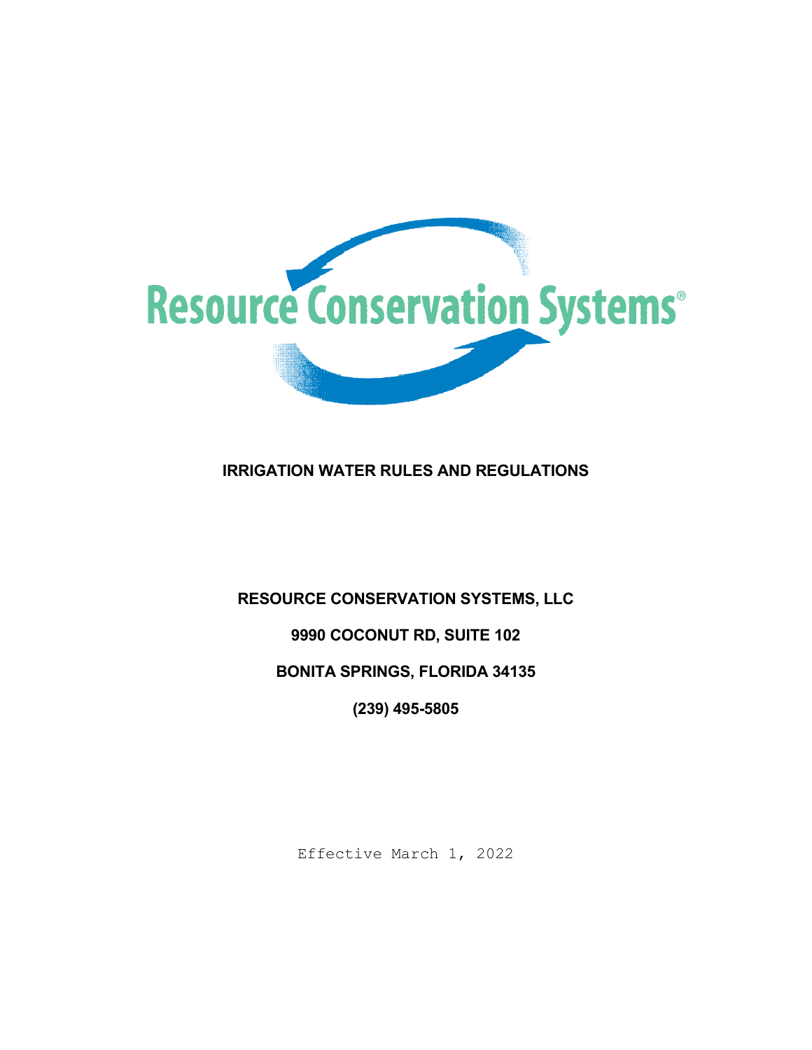Resource Conservation Systems®

# IRRIGATION WATER RULES AND REGULATIONS

**RESOURCE CONSERVATION SYSTEMS, LLC**

**9990 COCONUT RD, SUITE 102**

**BONITA SPRINGS, FLORIDA 34135**

**(239) 495-5805**

Effective March 1, 2022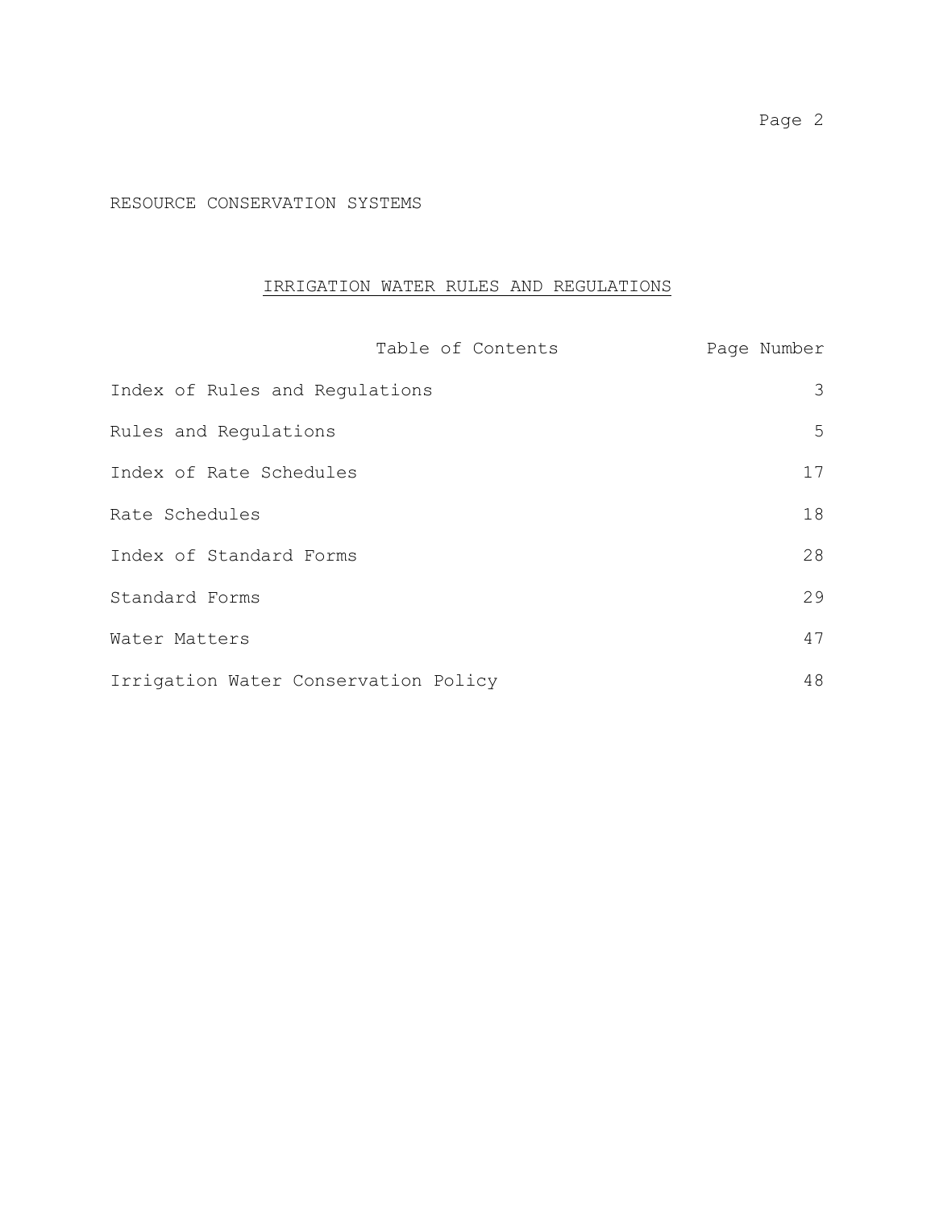RESOURCE CONSERVATION SYSTEMS

## IRRIGATION WATER RULES AND REGULATIONS

| Table of Contents | Page Number |
| --- | --- |
| Index of Rules and Regulations | 3 |
| Rules and Regulations | 5 |
| Index of Rate Schedules | 17 |
| Rate Schedules | 18 |
| Index of Standard Forms | 28 |
| Standard Forms | 29 |
| Water Matters | 47 |
| Irrigation Water Conservation Policy | 48 |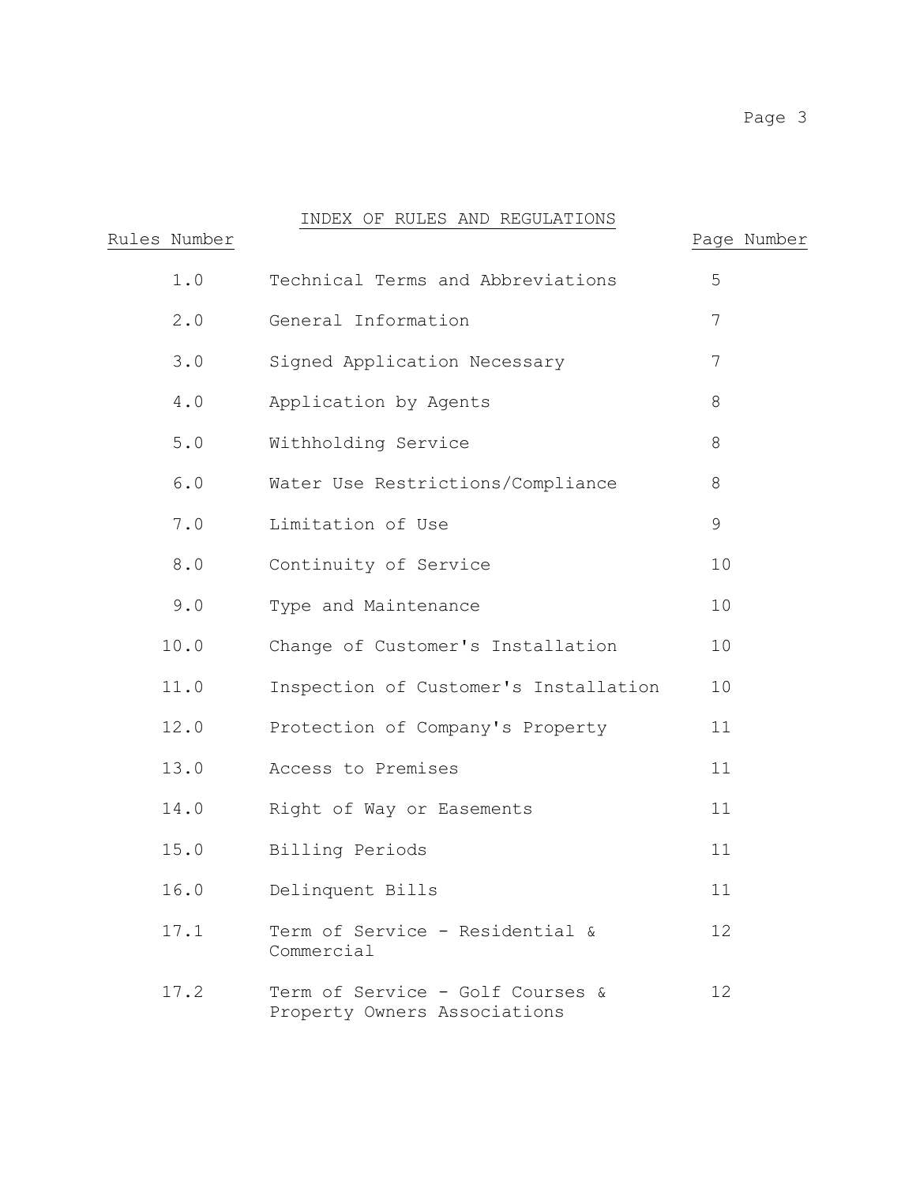# INDEX OF RULES AND REGULATIONS

| Rules Number | | Page Number |
|---|---|---|
| 1.0 | Technical Terms and Abbreviations | 5 |
| 2.0 | General Information | 7 |
| 3.0 | Signed Application Necessary | 7 |
| 4.0 | Application by Agents | 8 |
| 5.0 | Withholding Service | 8 |
| 6.0 | Water Use Restrictions/Compliance | 8 |
| 7.0 | Limitation of Use | 9 |
| 8.0 | Continuity of Service | 10 |
| 9.0 | Type and Maintenance | 10 |
| 10.0 | Change of Customer's Installation | 10 |
| 11.0 | Inspection of Customer's Installation | 10 |
| 12.0 | Protection of Company's Property | 11 |
| 13.0 | Access to Premises | 11 |
| 14.0 | Right of Way or Easements | 11 |
| 15.0 | Billing Periods | 11 |
| 16.0 | Delinquent Bills | 11 |
| 17.1 | Term of Service - Residential & Commercial | 12 |
| 17.2 | Term of Service - Golf Courses & Property Owners Associations | 12 |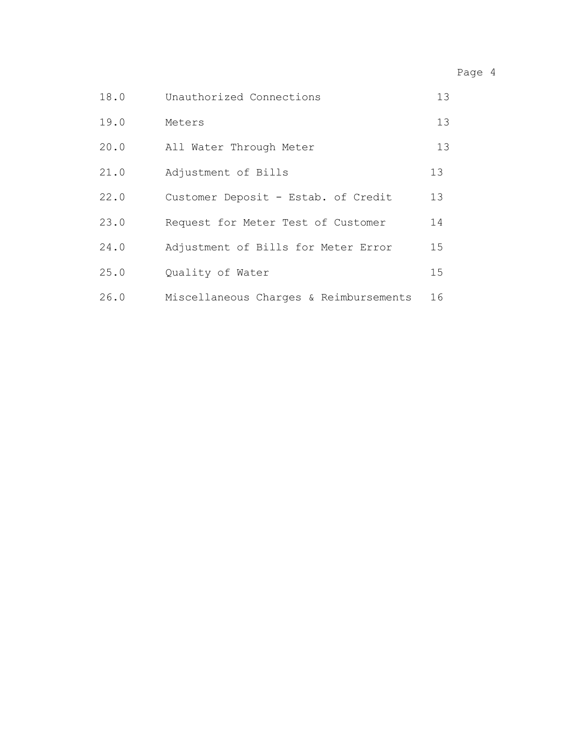| | | |
|---|---|---|
| 18.0 | Unauthorized Connections | 13 |
| 19.0 | Meters | 13 |
| 20.0 | All Water Through Meter | 13 |
| 21.0 | Adjustment of Bills | 13 |
| 22.0 | Customer Deposit - Estab. of Credit | 13 |
| 23.0 | Request for Meter Test of Customer | 14 |
| 24.0 | Adjustment of Bills for Meter Error | 15 |
| 25.0 | Quality of Water | 15 |
| 26.0 | Miscellaneous Charges & Reimbursements | 16 |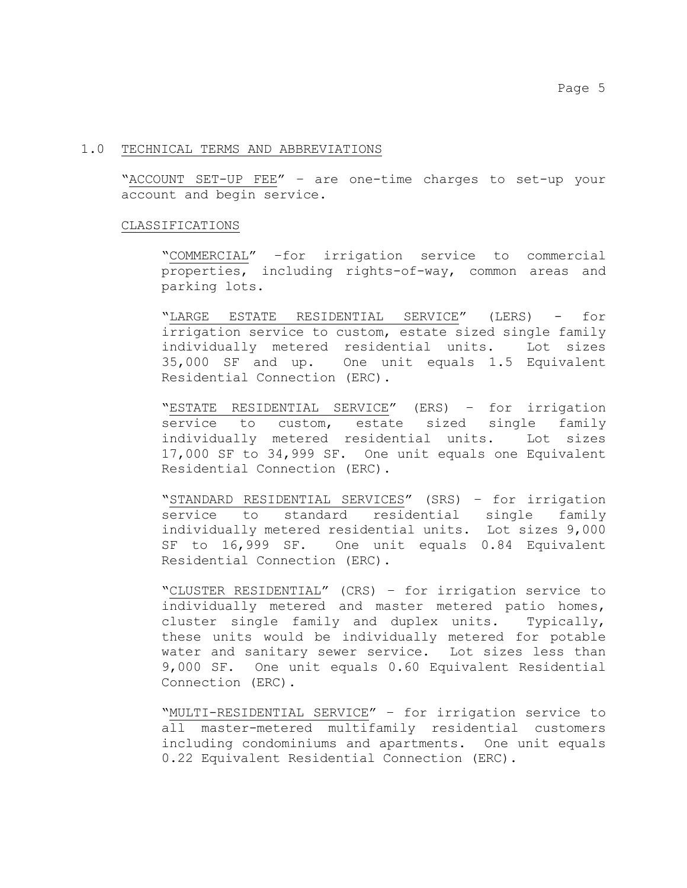## 1.0 TECHNICAL TERMS AND ABBREVIATIONS

"ACCOUNT SET-UP FEE" – are one-time charges to set-up your account and begin service.

### CLASSIFICATIONS

"COMMERCIAL" –for irrigation service to commercial properties, including rights-of-way, common areas and parking lots.

"LARGE ESTATE RESIDENTIAL SERVICE" (LERS) - for irrigation service to custom, estate sized single family individually metered residential units. Lot sizes 35,000 SF and up. One unit equals 1.5 Equivalent Residential Connection (ERC).

"ESTATE RESIDENTIAL SERVICE" (ERS) – for irrigation service to custom, estate sized single family individually metered residential units. Lot sizes 17,000 SF to 34,999 SF. One unit equals one Equivalent Residential Connection (ERC).

"STANDARD RESIDENTIAL SERVICES" (SRS) – for irrigation service to standard residential single family individually metered residential units. Lot sizes 9,000 SF to 16,999 SF. One unit equals 0.84 Equivalent Residential Connection (ERC).

"CLUSTER RESIDENTIAL" (CRS) – for irrigation service to individually metered and master metered patio homes, cluster single family and duplex units. Typically, these units would be individually metered for potable water and sanitary sewer service. Lot sizes less than 9,000 SF. One unit equals 0.60 Equivalent Residential Connection (ERC).

"MULTI-RESIDENTIAL SERVICE" – for irrigation service to all master-metered multifamily residential customers including condominiums and apartments. One unit equals 0.22 Equivalent Residential Connection (ERC).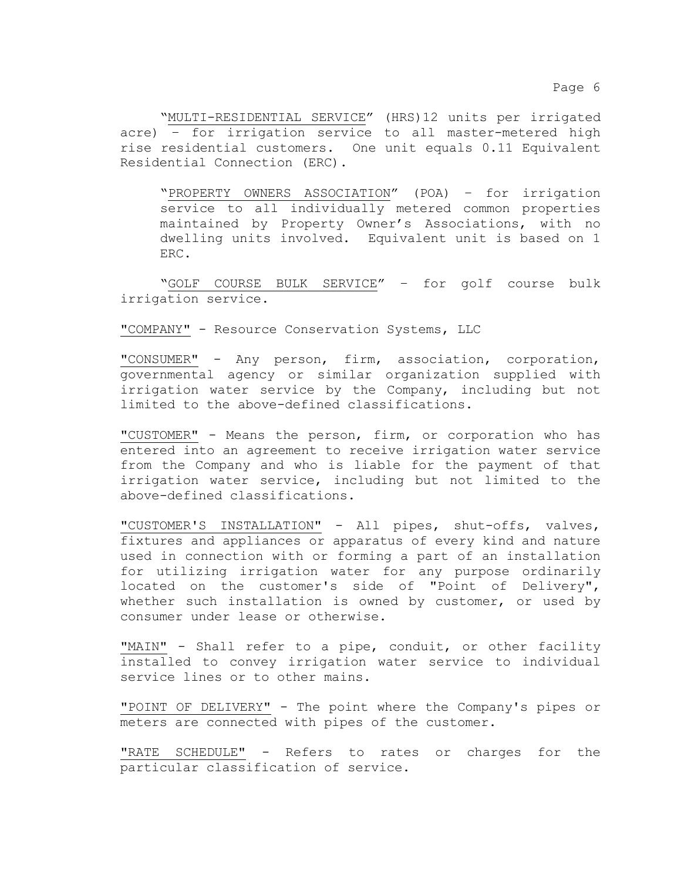"<u>MULTI-RESIDENTIAL SERVICE</u>" (HRS)12 units per irrigated acre) – for irrigation service to all master-metered high rise residential customers. One unit equals 0.11 Equivalent Residential Connection (ERC).

"<u>PROPERTY OWNERS ASSOCIATION</u>" (POA) – for irrigation service to all individually metered common properties maintained by Property Owner's Associations, with no dwelling units involved. Equivalent unit is based on 1 ERC.

"<u>GOLF COURSE BULK SERVICE</u>" – for golf course bulk irrigation service.

"<u>COMPANY</u>" - Resource Conservation Systems, LLC

"<u>CONSUMER</u>" - Any person, firm, association, corporation, governmental agency or similar organization supplied with irrigation water service by the Company, including but not limited to the above-defined classifications.

"<u>CUSTOMER</u>" - Means the person, firm, or corporation who has entered into an agreement to receive irrigation water service from the Company and who is liable for the payment of that irrigation water service, including but not limited to the above-defined classifications.

"<u>CUSTOMER'S INSTALLATION</u>" - All pipes, shut-offs, valves, fixtures and appliances or apparatus of every kind and nature used in connection with or forming a part of an installation for utilizing irrigation water for any purpose ordinarily located on the customer's side of "Point of Delivery", whether such installation is owned by customer, or used by consumer under lease or otherwise.

"<u>MAIN</u>" - Shall refer to a pipe, conduit, or other facility installed to convey irrigation water service to individual service lines or to other mains.

"<u>POINT OF DELIVERY</u>" - The point where the Company's pipes or meters are connected with pipes of the customer.

"<u>RATE SCHEDULE</u>" - Refers to rates or charges for the particular classification of service.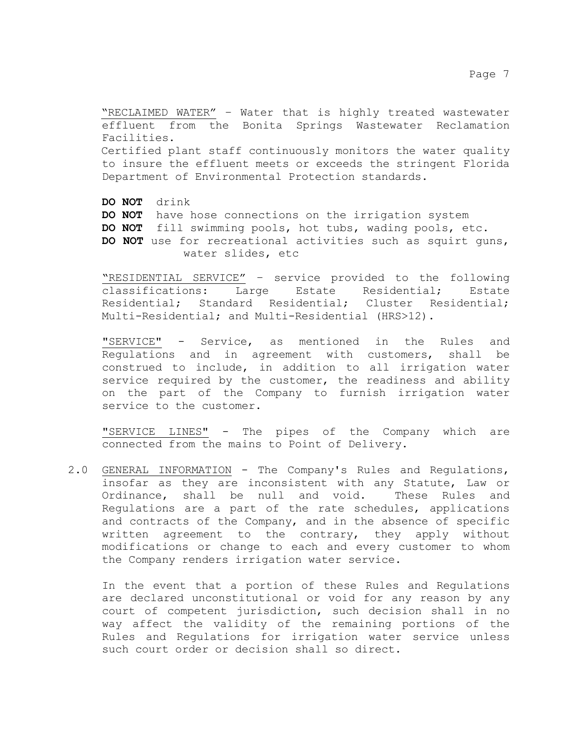"RECLAIMED WATER" – Water that is highly treated wastewater effluent from the Bonita Springs Wastewater Reclamation Facilities.

Certified plant staff continuously monitors the water quality to insure the effluent meets or exceeds the stringent Florida Department of Environmental Protection standards.

**DO NOT** drink
**DO NOT** have hose connections on the irrigation system
**DO NOT** fill swimming pools, hot tubs, wading pools, etc.
**DO NOT** use for recreational activities such as squirt guns, water slides, etc

"RESIDENTIAL SERVICE" – service provided to the following classifications: Large Estate Residential; Estate Residential; Standard Residential; Cluster Residential; Multi-Residential; and Multi-Residential (HRS>12).

"SERVICE" - Service, as mentioned in the Rules and Regulations and in agreement with customers, shall be construed to include, in addition to all irrigation water service required by the customer, the readiness and ability on the part of the Company to furnish irrigation water service to the customer.

"SERVICE LINES" - The pipes of the Company which are connected from the mains to Point of Delivery.

2.0 GENERAL INFORMATION - The Company's Rules and Regulations, insofar as they are inconsistent with any Statute, Law or Ordinance, shall be null and void. These Rules and Regulations are a part of the rate schedules, applications and contracts of the Company, and in the absence of specific written agreement to the contrary, they apply without modifications or change to each and every customer to whom the Company renders irrigation water service.

In the event that a portion of these Rules and Regulations are declared unconstitutional or void for any reason by any court of competent jurisdiction, such decision shall in no way affect the validity of the remaining portions of the Rules and Regulations for irrigation water service unless such court order or decision shall so direct.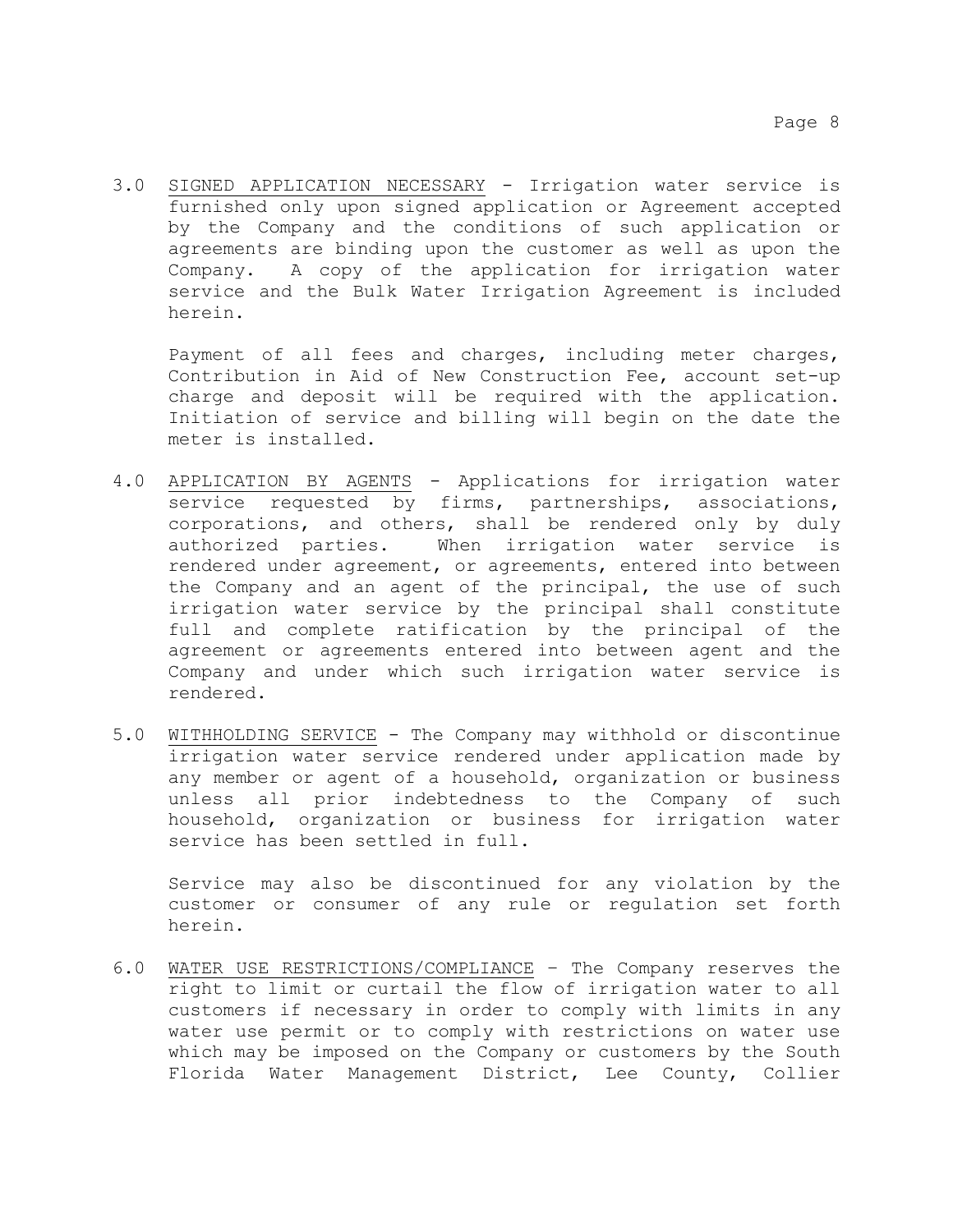3.0 <u>SIGNED APPLICATION NECESSARY</u> - Irrigation water service is furnished only upon signed application or Agreement accepted by the Company and the conditions of such application or agreements are binding upon the customer as well as upon the Company. A copy of the application for irrigation water service and the Bulk Water Irrigation Agreement is included herein.

    Payment of all fees and charges, including meter charges, Contribution in Aid of New Construction Fee, account set-up charge and deposit will be required with the application. Initiation of service and billing will begin on the date the meter is installed.

4.0 <u>APPLICATION BY AGENTS</u> - Applications for irrigation water service requested by firms, partnerships, associations, corporations, and others, shall be rendered only by duly authorized parties. When irrigation water service is rendered under agreement, or agreements, entered into between the Company and an agent of the principal, the use of such irrigation water service by the principal shall constitute full and complete ratification by the principal of the agreement or agreements entered into between agent and the Company and under which such irrigation water service is rendered.

5.0 <u>WITHHOLDING SERVICE</u> - The Company may withhold or discontinue irrigation water service rendered under application made by any member or agent of a household, organization or business unless all prior indebtedness to the Company of such household, organization or business for irrigation water service has been settled in full.

    Service may also be discontinued for any violation by the customer or consumer of any rule or regulation set forth herein.

6.0 <u>WATER USE RESTRICTIONS/COMPLIANCE</u> – The Company reserves the right to limit or curtail the flow of irrigation water to all customers if necessary in order to comply with limits in any water use permit or to comply with restrictions on water use which may be imposed on the Company or customers by the South Florida Water Management District, Lee County, Collier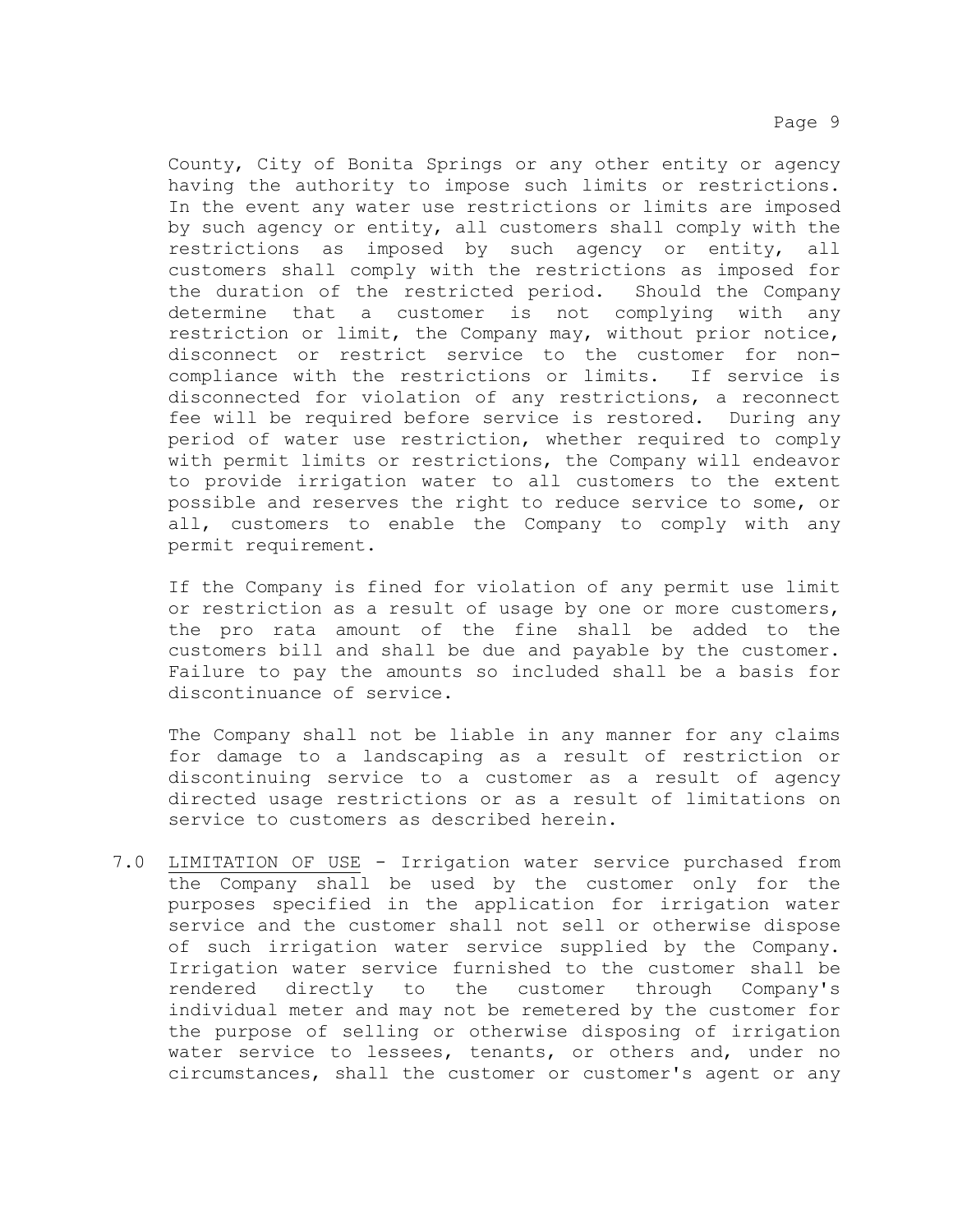County, City of Bonita Springs or any other entity or agency having the authority to impose such limits or restrictions. In the event any water use restrictions or limits are imposed by such agency or entity, all customers shall comply with the restrictions as imposed by such agency or entity, all customers shall comply with the restrictions as imposed for the duration of the restricted period. Should the Company determine that a customer is not complying with any restriction or limit, the Company may, without prior notice, disconnect or restrict service to the customer for non-compliance with the restrictions or limits. If service is disconnected for violation of any restrictions, a reconnect fee will be required before service is restored. During any period of water use restriction, whether required to comply with permit limits or restrictions, the Company will endeavor to provide irrigation water to all customers to the extent possible and reserves the right to reduce service to some, or all, customers to enable the Company to comply with any permit requirement.

If the Company is fined for violation of any permit use limit or restriction as a result of usage by one or more customers, the pro rata amount of the fine shall be added to the customers bill and shall be due and payable by the customer. Failure to pay the amounts so included shall be a basis for discontinuance of service.

The Company shall not be liable in any manner for any claims for damage to a landscaping as a result of restriction or discontinuing service to a customer as a result of agency directed usage restrictions or as a result of limitations on service to customers as described herein.

7.0 <u>LIMITATION OF USE</u> - Irrigation water service purchased from the Company shall be used by the customer only for the purposes specified in the application for irrigation water service and the customer shall not sell or otherwise dispose of such irrigation water service supplied by the Company. Irrigation water service furnished to the customer shall be rendered directly to the customer through Company's individual meter and may not be remetered by the customer for the purpose of selling or otherwise disposing of irrigation water service to lessees, tenants, or others and, under no circumstances, shall the customer or customer's agent or any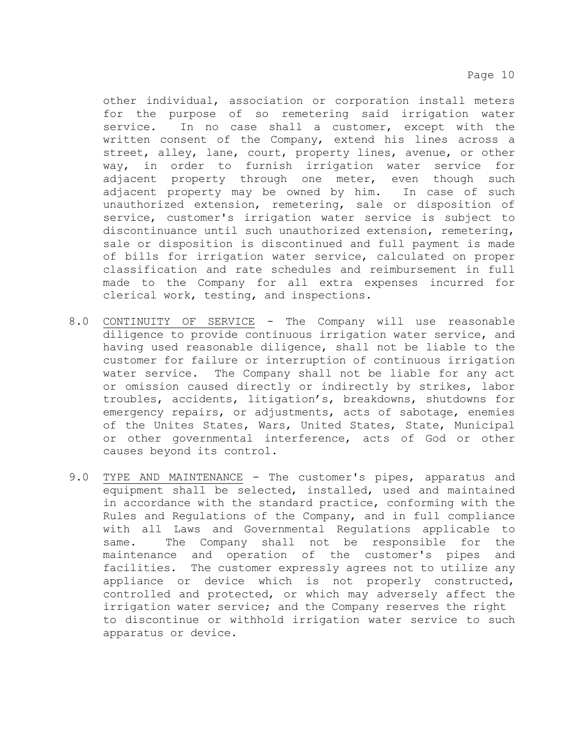other individual, association or corporation install meters for the purpose of so remetering said irrigation water service. In no case shall a customer, except with the written consent of the Company, extend his lines across a street, alley, lane, court, property lines, avenue, or other way, in order to furnish irrigation water service for adjacent property through one meter, even though such adjacent property may be owned by him. In case of such unauthorized extension, remetering, sale or disposition of service, customer's irrigation water service is subject to discontinuance until such unauthorized extension, remetering, sale or disposition is discontinued and full payment is made of bills for irrigation water service, calculated on proper classification and rate schedules and reimbursement in full made to the Company for all extra expenses incurred for clerical work, testing, and inspections.

8.0 CONTINUITY OF SERVICE - The Company will use reasonable diligence to provide continuous irrigation water service, and having used reasonable diligence, shall not be liable to the customer for failure or interruption of continuous irrigation water service. The Company shall not be liable for any act or omission caused directly or indirectly by strikes, labor troubles, accidents, litigation's, breakdowns, shutdowns for emergency repairs, or adjustments, acts of sabotage, enemies of the Unites States, Wars, United States, State, Municipal or other governmental interference, acts of God or other causes beyond its control.

9.0 TYPE AND MAINTENANCE - The customer's pipes, apparatus and equipment shall be selected, installed, used and maintained in accordance with the standard practice, conforming with the Rules and Regulations of the Company, and in full compliance with all Laws and Governmental Regulations applicable to same. The Company shall not be responsible for the maintenance and operation of the customer's pipes and facilities. The customer expressly agrees not to utilize any appliance or device which is not properly constructed, controlled and protected, or which may adversely affect the irrigation water service; and the Company reserves the right to discontinue or withhold irrigation water service to such apparatus or device.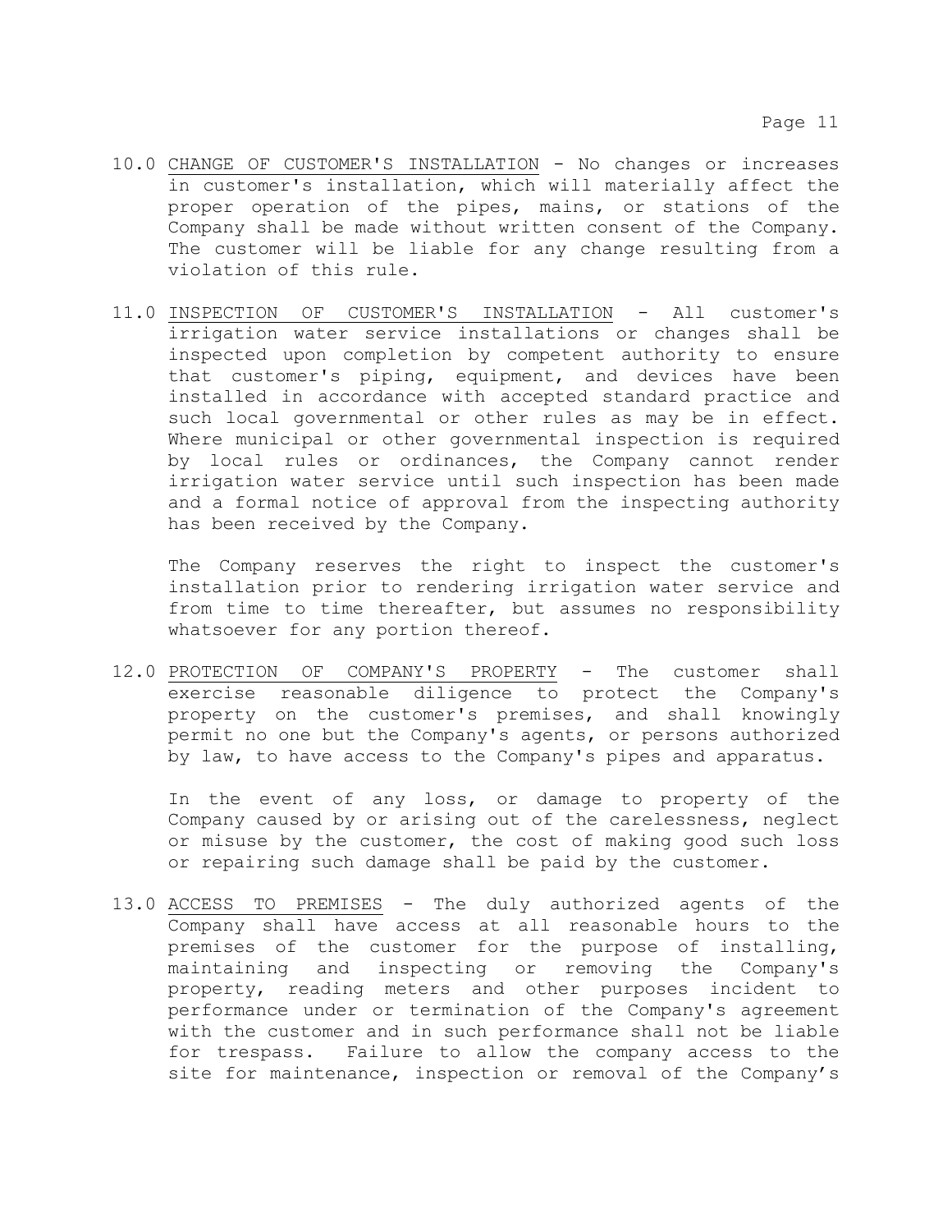10.0 CHANGE OF CUSTOMER'S INSTALLATION - No changes or increases in customer's installation, which will materially affect the proper operation of the pipes, mains, or stations of the Company shall be made without written consent of the Company. The customer will be liable for any change resulting from a violation of this rule.

11.0 INSPECTION OF CUSTOMER'S INSTALLATION - All customer's irrigation water service installations or changes shall be inspected upon completion by competent authority to ensure that customer's piping, equipment, and devices have been installed in accordance with accepted standard practice and such local governmental or other rules as may be in effect. Where municipal or other governmental inspection is required by local rules or ordinances, the Company cannot render irrigation water service until such inspection has been made and a formal notice of approval from the inspecting authority has been received by the Company.

The Company reserves the right to inspect the customer's installation prior to rendering irrigation water service and from time to time thereafter, but assumes no responsibility whatsoever for any portion thereof.

12.0 PROTECTION OF COMPANY'S PROPERTY - The customer shall exercise reasonable diligence to protect the Company's property on the customer's premises, and shall knowingly permit no one but the Company's agents, or persons authorized by law, to have access to the Company's pipes and apparatus.

In the event of any loss, or damage to property of the Company caused by or arising out of the carelessness, neglect or misuse by the customer, the cost of making good such loss or repairing such damage shall be paid by the customer.

13.0 ACCESS TO PREMISES - The duly authorized agents of the Company shall have access at all reasonable hours to the premises of the customer for the purpose of installing, maintaining and inspecting or removing the Company's property, reading meters and other purposes incident to performance under or termination of the Company's agreement with the customer and in such performance shall not be liable for trespass. Failure to allow the company access to the site for maintenance, inspection or removal of the Company's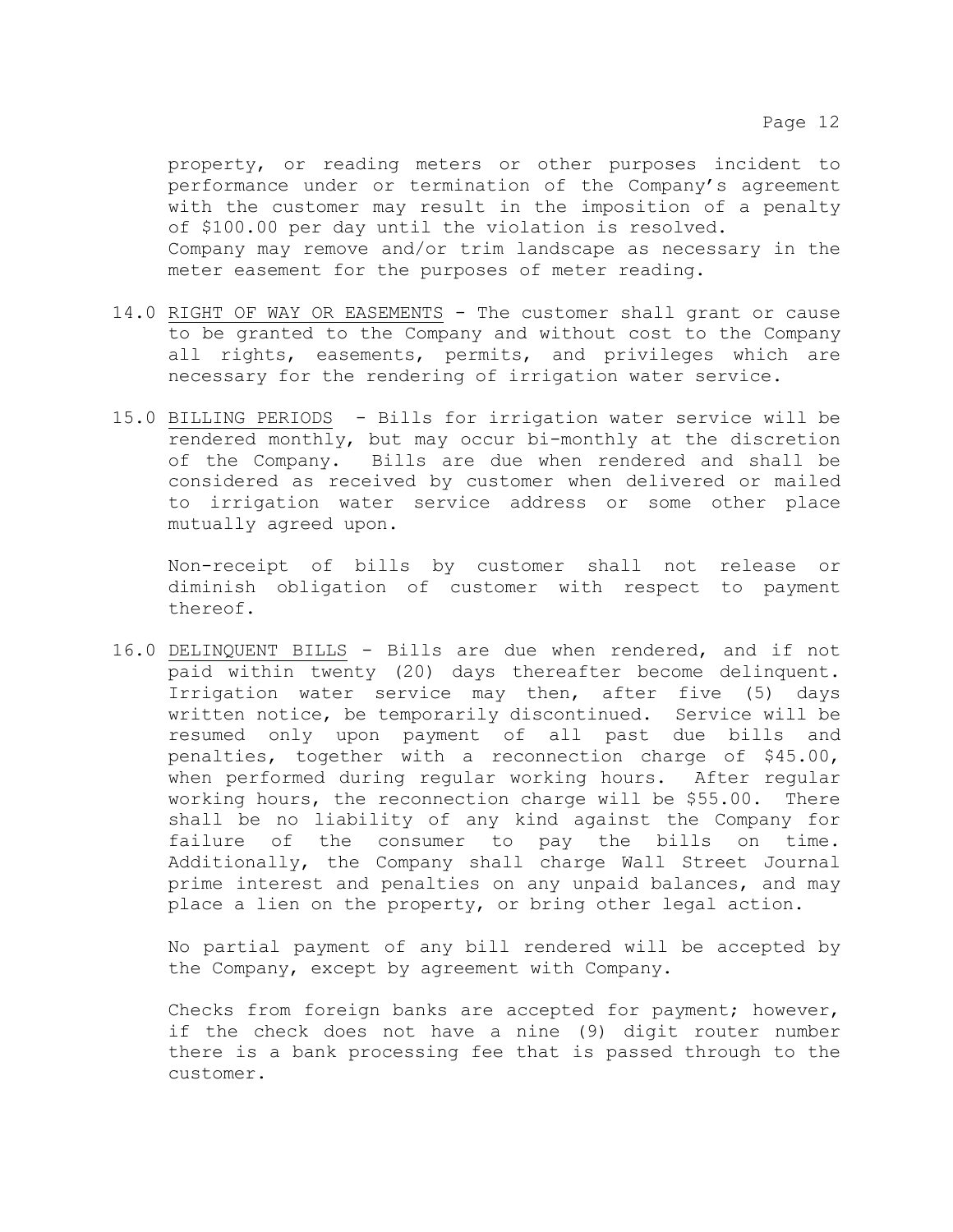property, or reading meters or other purposes incident to performance under or termination of the Company's agreement with the customer may result in the imposition of a penalty of $100.00 per day until the violation is resolved.
Company may remove and/or trim landscape as necessary in the meter easement for the purposes of meter reading.

14.0 RIGHT OF WAY OR EASEMENTS - The customer shall grant or cause to be granted to the Company and without cost to the Company all rights, easements, permits, and privileges which are necessary for the rendering of irrigation water service.

15.0 BILLING PERIODS - Bills for irrigation water service will be rendered monthly, but may occur bi-monthly at the discretion of the Company. Bills are due when rendered and shall be considered as received by customer when delivered or mailed to irrigation water service address or some other place mutually agreed upon.

Non-receipt of bills by customer shall not release or diminish obligation of customer with respect to payment thereof.

16.0 DELINQUENT BILLS - Bills are due when rendered, and if not paid within twenty (20) days thereafter become delinquent. Irrigation water service may then, after five (5) days written notice, be temporarily discontinued. Service will be resumed only upon payment of all past due bills and penalties, together with a reconnection charge of $45.00, when performed during regular working hours. After regular working hours, the reconnection charge will be $55.00. There shall be no liability of any kind against the Company for failure of the consumer to pay the bills on time. Additionally, the Company shall charge Wall Street Journal prime interest and penalties on any unpaid balances, and may place a lien on the property, or bring other legal action.

No partial payment of any bill rendered will be accepted by the Company, except by agreement with Company.

Checks from foreign banks are accepted for payment; however, if the check does not have a nine (9) digit router number there is a bank processing fee that is passed through to the customer.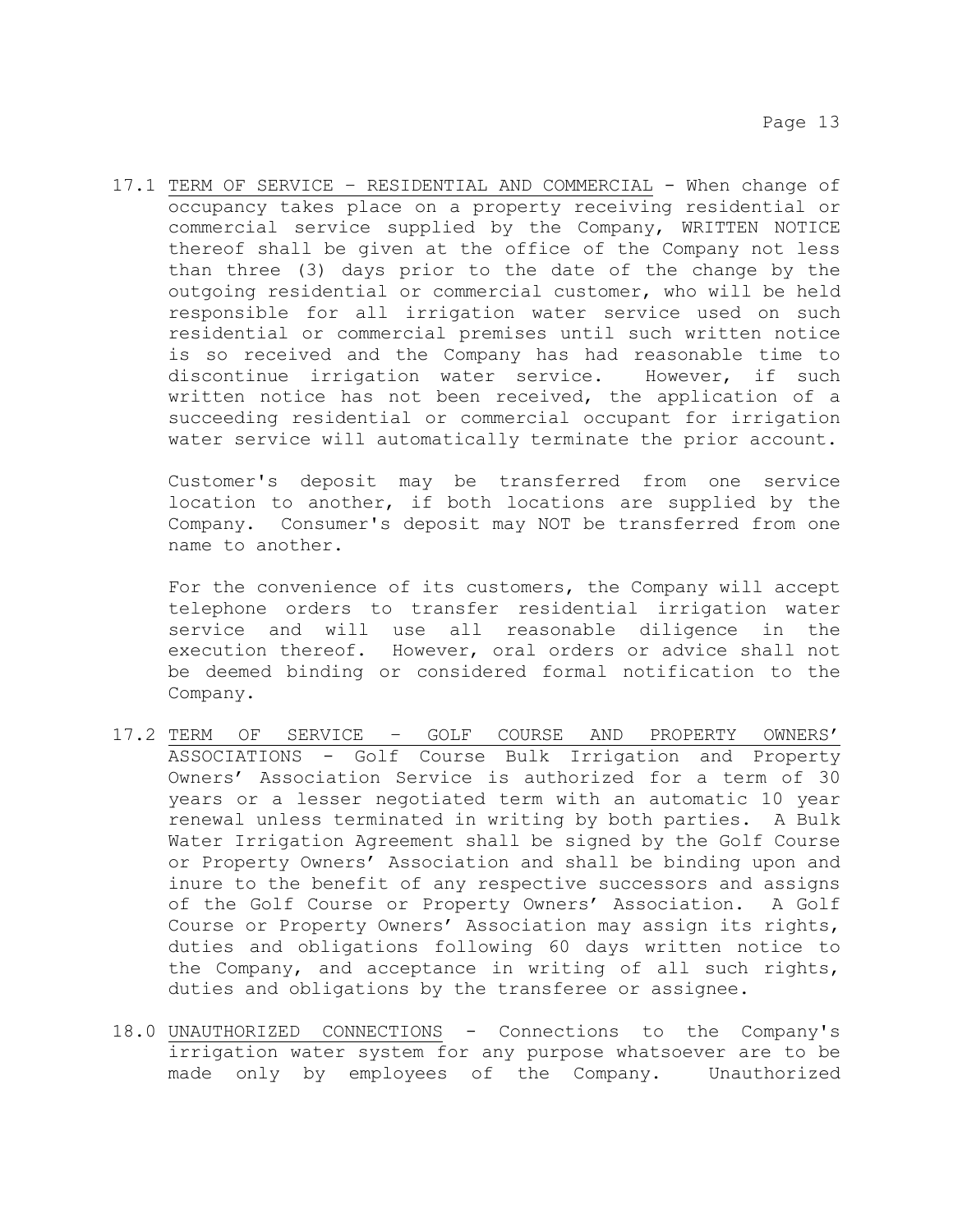17.1 <u>TERM OF SERVICE – RESIDENTIAL AND COMMERCIAL</u> - When change of occupancy takes place on a property receiving residential or commercial service supplied by the Company, WRITTEN NOTICE thereof shall be given at the office of the Company not less than three (3) days prior to the date of the change by the outgoing residential or commercial customer, who will be held responsible for all irrigation water service used on such residential or commercial premises until such written notice is so received and the Company has had reasonable time to discontinue irrigation water service. However, if such written notice has not been received, the application of a succeeding residential or commercial occupant for irrigation water service will automatically terminate the prior account.

Customer's deposit may be transferred from one service location to another, if both locations are supplied by the Company. Consumer's deposit may NOT be transferred from one name to another.

For the convenience of its customers, the Company will accept telephone orders to transfer residential irrigation water service and will use all reasonable diligence in the execution thereof. However, oral orders or advice shall not be deemed binding or considered formal notification to the Company.

17.2 <u>TERM OF SERVICE – GOLF COURSE AND PROPERTY OWNERS' ASSOCIATIONS</u> - Golf Course Bulk Irrigation and Property Owners' Association Service is authorized for a term of 30 years or a lesser negotiated term with an automatic 10 year renewal unless terminated in writing by both parties. A Bulk Water Irrigation Agreement shall be signed by the Golf Course or Property Owners' Association and shall be binding upon and inure to the benefit of any respective successors and assigns of the Golf Course or Property Owners' Association. A Golf Course or Property Owners' Association may assign its rights, duties and obligations following 60 days written notice to the Company, and acceptance in writing of all such rights, duties and obligations by the transferee or assignee.

18.0 <u>UNAUTHORIZED CONNECTIONS</u> - Connections to the Company's irrigation water system for any purpose whatsoever are to be made only by employees of the Company. Unauthorized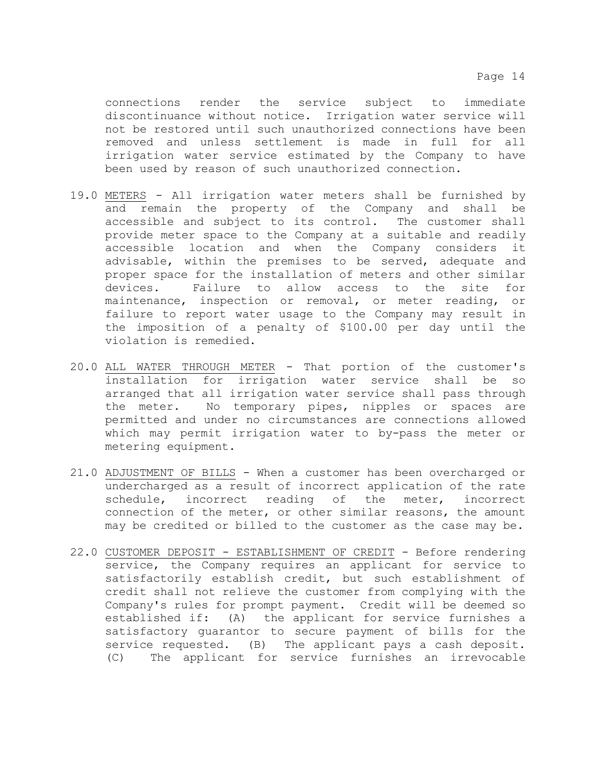connections render the service subject to immediate discontinuance without notice. Irrigation water service will not be restored until such unauthorized connections have been removed and unless settlement is made in full for all irrigation water service estimated by the Company to have been used by reason of such unauthorized connection.

19.0 <u>METERS</u> - All irrigation water meters shall be furnished by and remain the property of the Company and shall be accessible and subject to its control. The customer shall provide meter space to the Company at a suitable and readily accessible location and when the Company considers it advisable, within the premises to be served, adequate and proper space for the installation of meters and other similar devices. Failure to allow access to the site for maintenance, inspection or removal, or meter reading, or failure to report water usage to the Company may result in the imposition of a penalty of $100.00 per day until the violation is remedied.

20.0 <u>ALL WATER THROUGH METER</u> - That portion of the customer's installation for irrigation water service shall be so arranged that all irrigation water service shall pass through the meter. No temporary pipes, nipples or spaces are permitted and under no circumstances are connections allowed which may permit irrigation water to by-pass the meter or metering equipment.

21.0 <u>ADJUSTMENT OF BILLS</u> - When a customer has been overcharged or undercharged as a result of incorrect application of the rate schedule, incorrect reading of the meter, incorrect connection of the meter, or other similar reasons, the amount may be credited or billed to the customer as the case may be.

22.0 <u>CUSTOMER DEPOSIT - ESTABLISHMENT OF CREDIT</u> - Before rendering service, the Company requires an applicant for service to satisfactorily establish credit, but such establishment of credit shall not relieve the customer from complying with the Company's rules for prompt payment. Credit will be deemed so established if: (A) the applicant for service furnishes a satisfactory guarantor to secure payment of bills for the service requested. (B) The applicant pays a cash deposit. (C) The applicant for service furnishes an irrevocable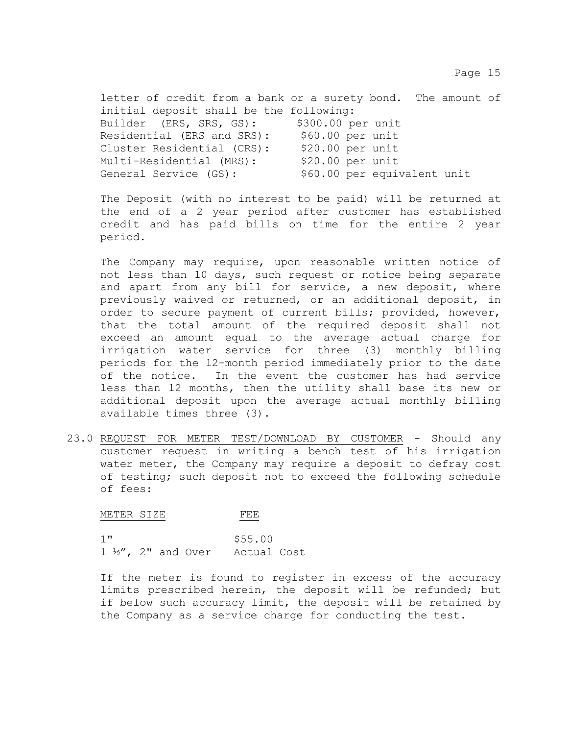letter of credit from a bank or a surety bond. The amount of initial deposit shall be the following:

| | |
|---|---|
| Builder (ERS, SRS, GS): | $300.00 per unit |
| Residential (ERS and SRS): | $60.00 per unit |
| Cluster Residential (CRS): | $20.00 per unit |
| Multi-Residential (MRS): | $20.00 per unit |
| General Service (GS): | $60.00 per equivalent unit |

The Deposit (with no interest to be paid) will be returned at the end of a 2 year period after customer has established credit and has paid bills on time for the entire 2 year period.

The Company may require, upon reasonable written notice of not less than 10 days, such request or notice being separate and apart from any bill for service, a new deposit, where previously waived or returned, or an additional deposit, in order to secure payment of current bills; provided, however, that the total amount of the required deposit shall not exceed an amount equal to the average actual charge for irrigation water service for three (3) monthly billing periods for the 12-month period immediately prior to the date of the notice. In the event the customer has had service less than 12 months, then the utility shall base its new or additional deposit upon the average actual monthly billing available times three (3).

23.0 <u>REQUEST FOR METER TEST/DOWNLOAD BY CUSTOMER</u> - Should any customer request in writing a bench test of his irrigation water meter, the Company may require a deposit to defray cost of testing; such deposit not to exceed the following schedule of fees:

| METER SIZE | FEE |
|---|---|
| 1" | $55.00 |
| 1 ½", 2" and Over | Actual Cost |

If the meter is found to register in excess of the accuracy limits prescribed herein, the deposit will be refunded; but if below such accuracy limit, the deposit will be retained by the Company as a service charge for conducting the test.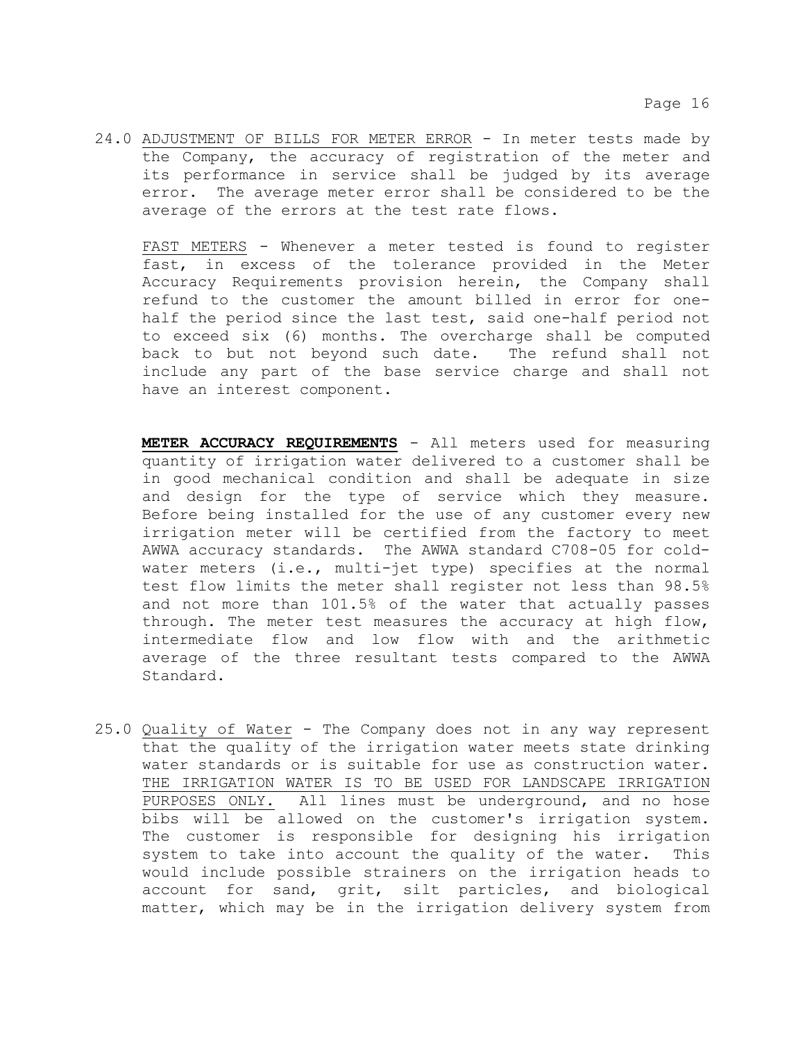24.0 ADJUSTMENT OF BILLS FOR METER ERROR - In meter tests made by the Company, the accuracy of registration of the meter and its performance in service shall be judged by its average error. The average meter error shall be considered to be the average of the errors at the test rate flows.

FAST METERS - Whenever a meter tested is found to register fast, in excess of the tolerance provided in the Meter Accuracy Requirements provision herein, the Company shall refund to the customer the amount billed in error for one-half the period since the last test, said one-half period not to exceed six (6) months. The overcharge shall be computed back to but not beyond such date. The refund shall not include any part of the base service charge and shall not have an interest component.

**METER ACCURACY REQUIREMENTS** - All meters used for measuring quantity of irrigation water delivered to a customer shall be in good mechanical condition and shall be adequate in size and design for the type of service which they measure. Before being installed for the use of any customer every new irrigation meter will be certified from the factory to meet AWWA accuracy standards. The AWWA standard C708-05 for cold-water meters (i.e., multi-jet type) specifies at the normal test flow limits the meter shall register not less than 98.5% and not more than 101.5% of the water that actually passes through. The meter test measures the accuracy at high flow, intermediate flow and low flow with and the arithmetic average of the three resultant tests compared to the AWWA Standard.

25.0 Quality of Water - The Company does not in any way represent that the quality of the irrigation water meets state drinking water standards or is suitable for use as construction water. THE IRRIGATION WATER IS TO BE USED FOR LANDSCAPE IRRIGATION PURPOSES ONLY. All lines must be underground, and no hose bibs will be allowed on the customer's irrigation system. The customer is responsible for designing his irrigation system to take into account the quality of the water. This would include possible strainers on the irrigation heads to account for sand, grit, silt particles, and biological matter, which may be in the irrigation delivery system from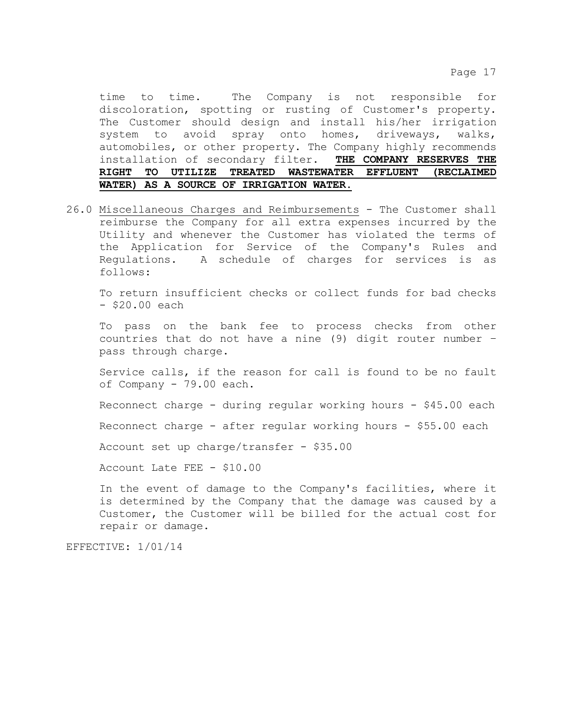time to time. The Company is not responsible for discoloration, spotting or rusting of Customer's property. The Customer should design and install his/her irrigation system to avoid spray onto homes, driveways, walks, automobiles, or other property. The Company highly recommends installation of secondary filter. **<u>THE COMPANY RESERVES THE RIGHT TO UTILIZE TREATED WASTEWATER EFFLUENT (RECLAIMED WATER) AS A SOURCE OF IRRIGATION WATER.</u>**

26.0 <u>Miscellaneous Charges and Reimbursements</u> - The Customer shall reimburse the Company for all extra expenses incurred by the Utility and whenever the Customer has violated the terms of the Application for Service of the Company's Rules and Regulations. A schedule of charges for services is as follows:

To return insufficient checks or collect funds for bad checks - $20.00 each

To pass on the bank fee to process checks from other countries that do not have a nine (9) digit router number – pass through charge.

Service calls, if the reason for call is found to be no fault of Company - 79.00 each.

Reconnect charge - during regular working hours - $45.00 each

Reconnect charge - after regular working hours - $55.00 each

Account set up charge/transfer - $35.00

Account Late FEE - $10.00

In the event of damage to the Company's facilities, where it is determined by the Company that the damage was caused by a Customer, the Customer will be billed for the actual cost for repair or damage.

EFFECTIVE: 1/01/14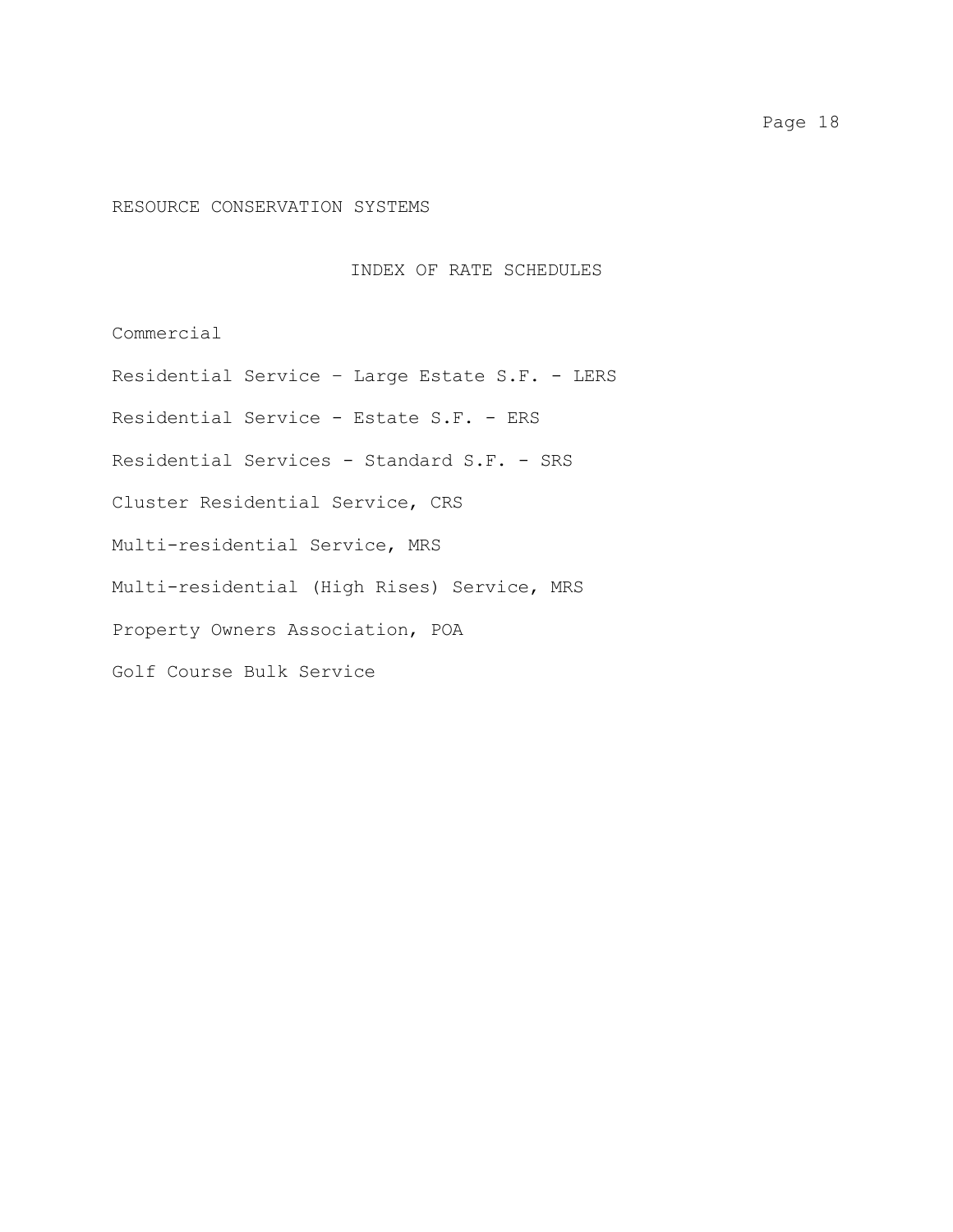RESOURCE CONSERVATION SYSTEMS

## INDEX OF RATE SCHEDULES

Commercial

Residential Service – Large Estate S.F. - LERS

Residential Service - Estate S.F. - ERS

Residential Services - Standard S.F. - SRS

Cluster Residential Service, CRS

Multi-residential Service, MRS

Multi-residential (High Rises) Service, MRS

Property Owners Association, POA

Golf Course Bulk Service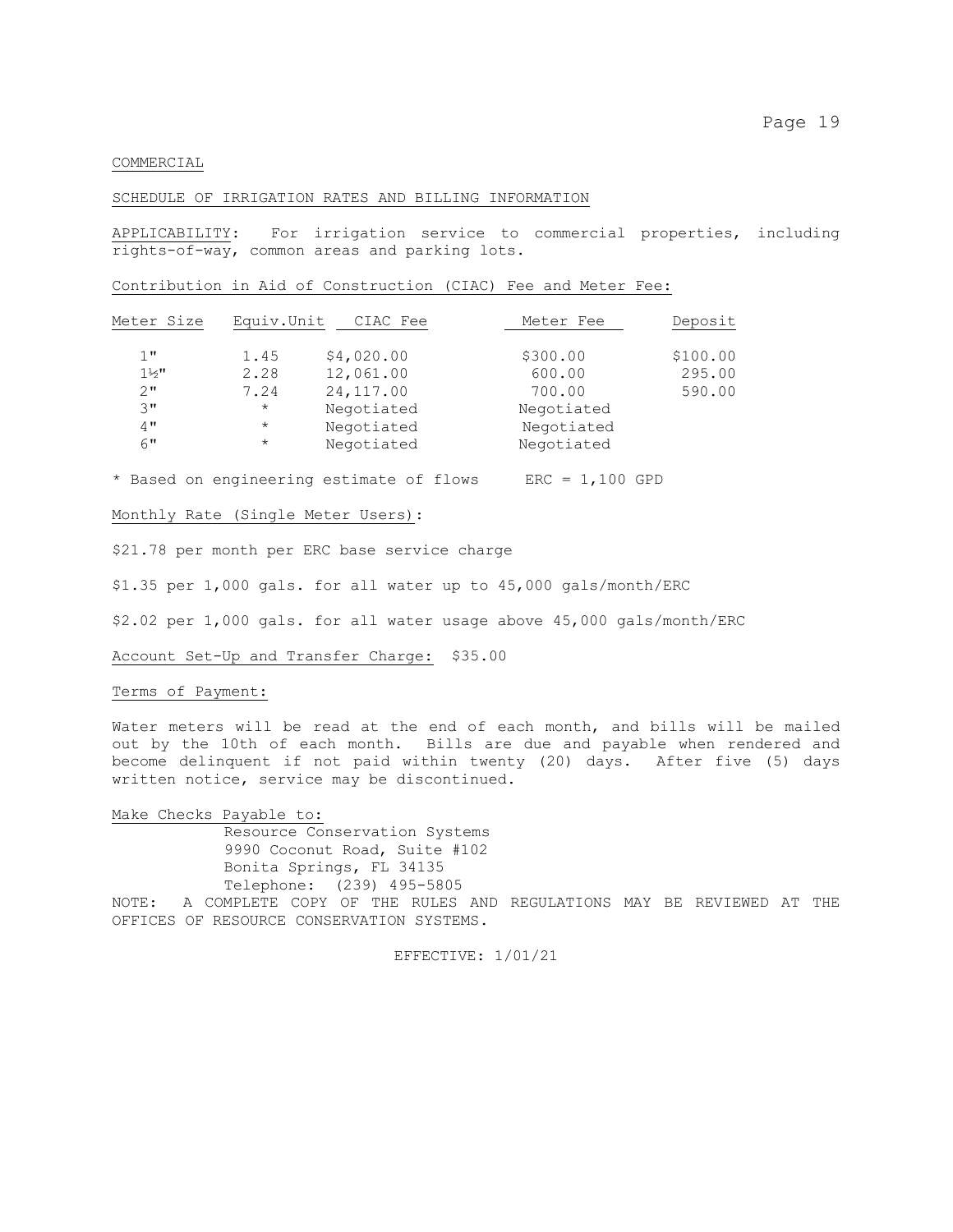COMMERCIAL

SCHEDULE OF IRRIGATION RATES AND BILLING INFORMATION

APPLICABILITY: For irrigation service to commercial properties, including rights-of-way, common areas and parking lots.

Contribution in Aid of Construction (CIAC) Fee and Meter Fee:

| Meter Size | Equiv.Unit | CIAC Fee | Meter Fee | Deposit |
|---|---|---|---|---|
| 1" | 1.45 | $4,020.00 | $300.00 | $100.00 |
| 1½" | 2.28 | 12,061.00 | 600.00 | 295.00 |
| 2" | 7.24 | 24,117.00 | 700.00 | 590.00 |
| 3" | * | Negotiated | Negotiated | |
| 4" | * | Negotiated | Negotiated | |
| 6" | * | Negotiated | Negotiated | |

* Based on engineering estimate of flows     ERC = 1,100 GPD

Monthly Rate (Single Meter Users):

$21.78 per month per ERC base service charge

$1.35 per 1,000 gals. for all water up to 45,000 gals/month/ERC

$2.02 per 1,000 gals. for all water usage above 45,000 gals/month/ERC

Account Set-Up and Transfer Charge: $35.00

Terms of Payment:

Water meters will be read at the end of each month, and bills will be mailed out by the 10th of each month. Bills are due and payable when rendered and become delinquent if not paid within twenty (20) days. After five (5) days written notice, service may be discontinued.

Make Checks Payable to:

Resource Conservation Systems
9990 Coconut Road, Suite #102
Bonita Springs, FL 34135
Telephone: (239) 495-5805

NOTE: A COMPLETE COPY OF THE RULES AND REGULATIONS MAY BE REVIEWED AT THE OFFICES OF RESOURCE CONSERVATION SYSTEMS.

EFFECTIVE: 1/01/21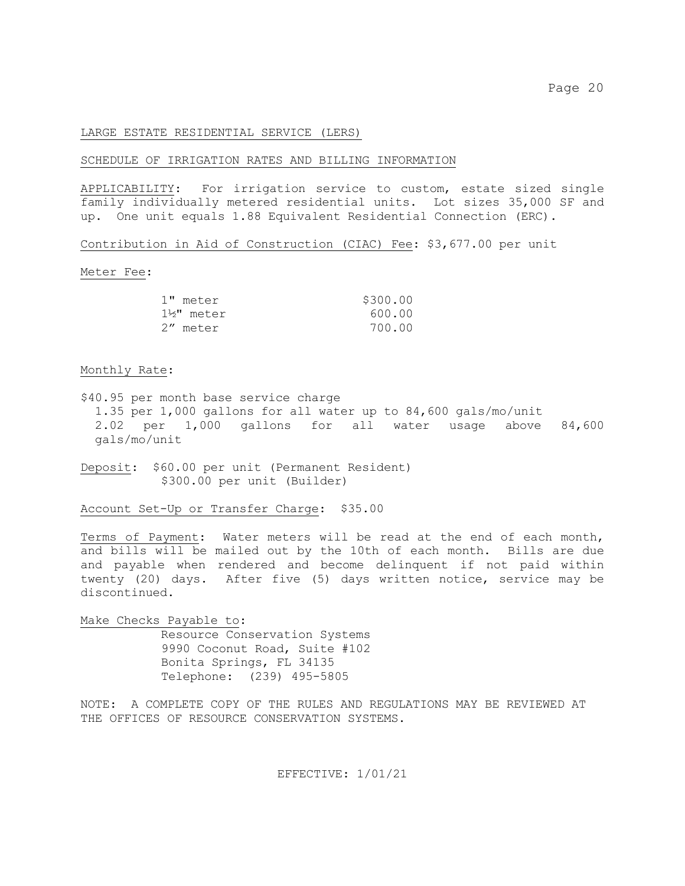## LARGE ESTATE RESIDENTIAL SERVICE (LERS)

### SCHEDULE OF IRRIGATION RATES AND BILLING INFORMATION

APPLICABILITY: For irrigation service to custom, estate sized single family individually metered residential units. Lot sizes 35,000 SF and up. One unit equals 1.88 Equivalent Residential Connection (ERC).

Contribution in Aid of Construction (CIAC) Fee: $3,677.00 per unit

Meter Fee:

| | |
|---|---|
| 1" meter | $300.00 |
| 1½" meter | 600.00 |
| 2" meter | 700.00 |

Monthly Rate:

$40.95 per month base service charge
1.35 per 1,000 gallons for all water up to 84,600 gals/mo/unit
2.02 per 1,000 gallons for all water usage above 84,600 gals/mo/unit

Deposit: $60.00 per unit (Permanent Resident)
$300.00 per unit (Builder)

Account Set-Up or Transfer Charge: $35.00

Terms of Payment: Water meters will be read at the end of each month, and bills will be mailed out by the 10th of each month. Bills are due and payable when rendered and become delinquent if not paid within twenty (20) days. After five (5) days written notice, service may be discontinued.

Make Checks Payable to:
Resource Conservation Systems
9990 Coconut Road, Suite #102
Bonita Springs, FL 34135
Telephone: (239) 495-5805

NOTE: A COMPLETE COPY OF THE RULES AND REGULATIONS MAY BE REVIEWED AT THE OFFICES OF RESOURCE CONSERVATION SYSTEMS.

EFFECTIVE: 1/01/21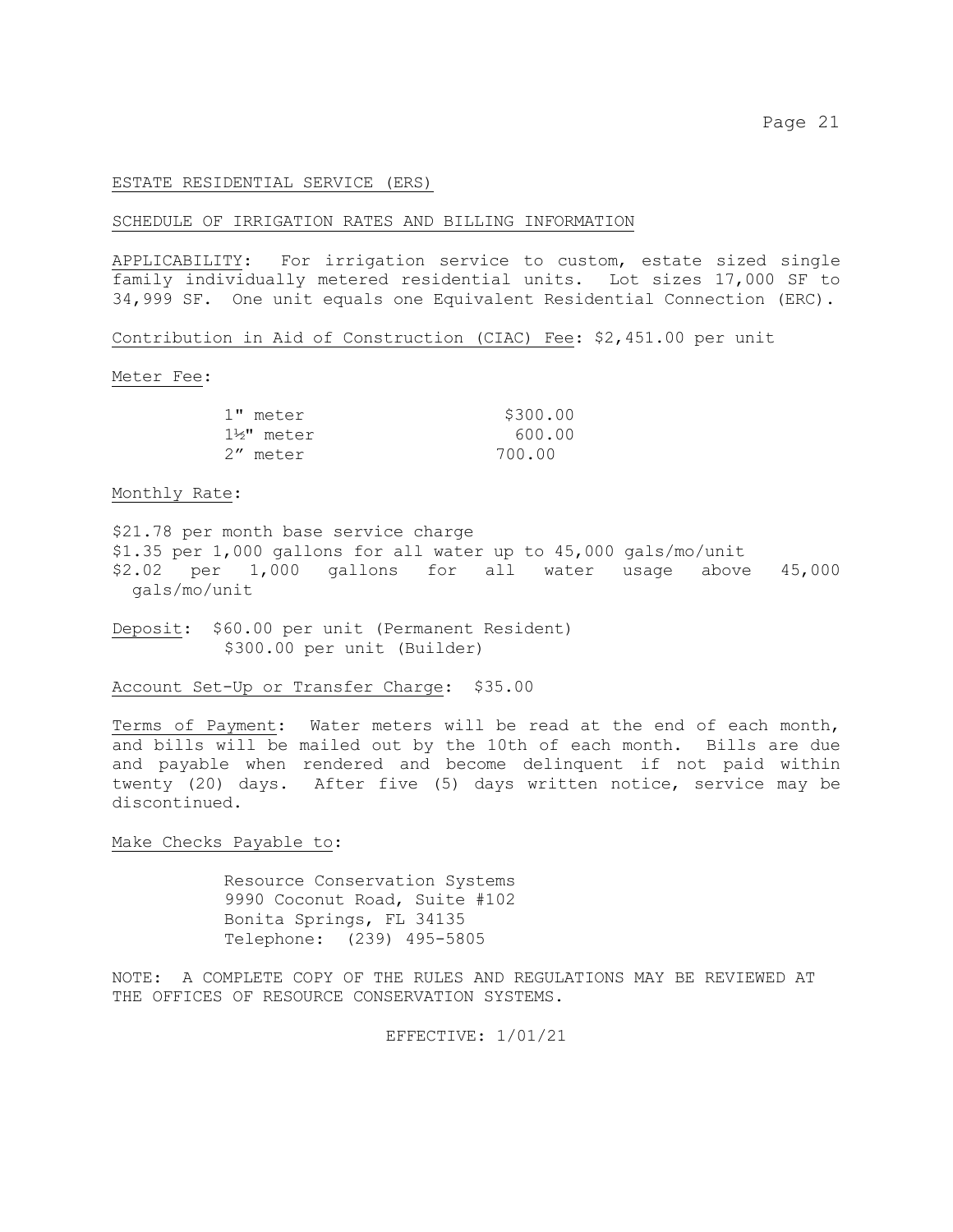## ESTATE RESIDENTIAL SERVICE (ERS)

## SCHEDULE OF IRRIGATION RATES AND BILLING INFORMATION

APPLICABILITY: For irrigation service to custom, estate sized single family individually metered residential units. Lot sizes 17,000 SF to 34,999 SF. One unit equals one Equivalent Residential Connection (ERC).

Contribution in Aid of Construction (CIAC) Fee: $2,451.00 per unit

Meter Fee:

| | |
|---|---|
| 1" meter | $300.00 |
| 1½" meter | 600.00 |
| 2" meter | 700.00 |

Monthly Rate:

$21.78 per month base service charge
$1.35 per 1,000 gallons for all water up to 45,000 gals/mo/unit
$2.02 per 1,000 gallons for all water usage above 45,000 gals/mo/unit

Deposit: $60.00 per unit (Permanent Resident)
$300.00 per unit (Builder)

Account Set-Up or Transfer Charge: $35.00

Terms of Payment: Water meters will be read at the end of each month, and bills will be mailed out by the 10th of each month. Bills are due and payable when rendered and become delinquent if not paid within twenty (20) days. After five (5) days written notice, service may be discontinued.

Make Checks Payable to:

Resource Conservation Systems
9990 Coconut Road, Suite #102
Bonita Springs, FL 34135
Telephone: (239) 495-5805

NOTE: A COMPLETE COPY OF THE RULES AND REGULATIONS MAY BE REVIEWED AT THE OFFICES OF RESOURCE CONSERVATION SYSTEMS.

EFFECTIVE: 1/01/21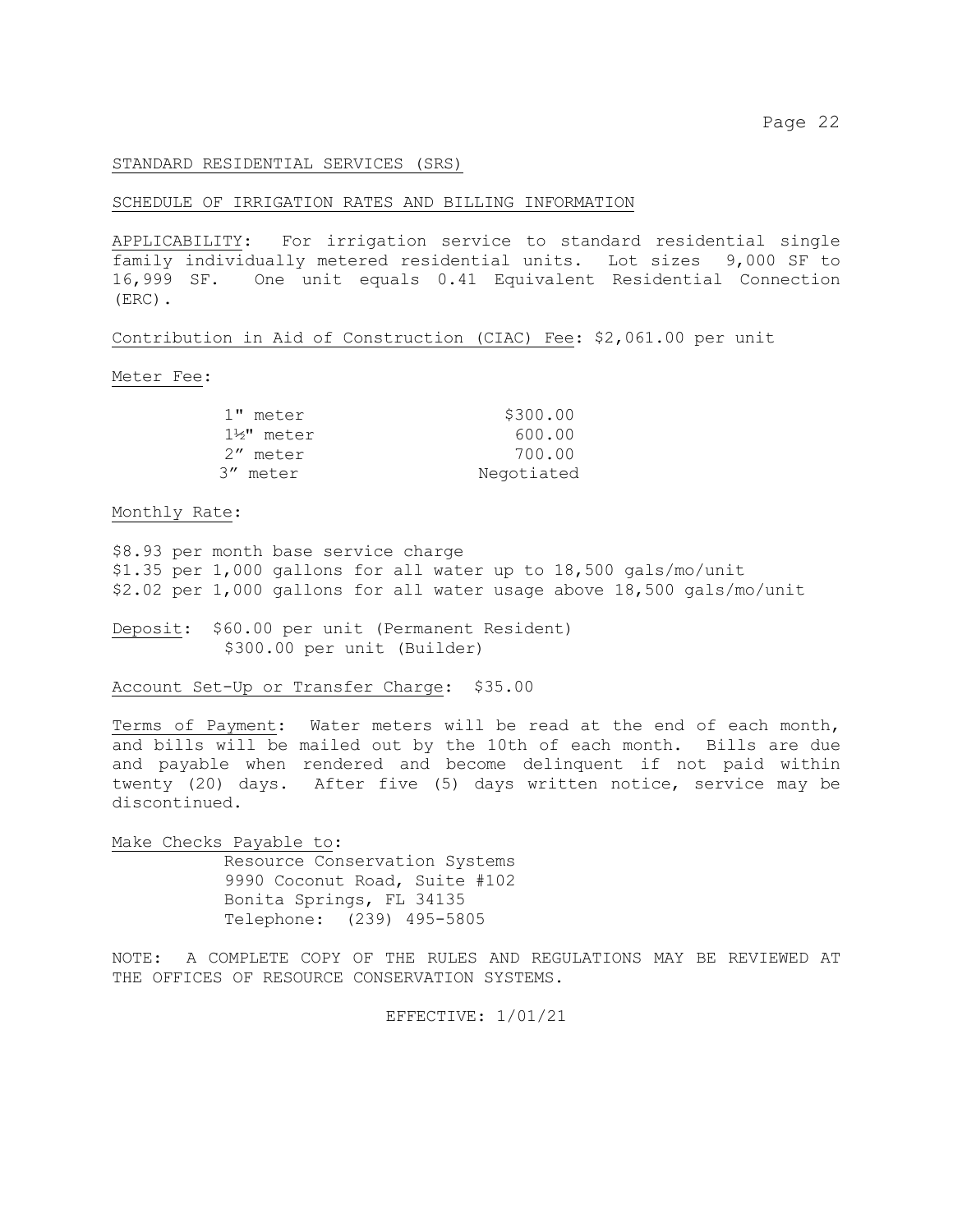## STANDARD RESIDENTIAL SERVICES (SRS)

## SCHEDULE OF IRRIGATION RATES AND BILLING INFORMATION

APPLICABILITY: For irrigation service to standard residential single family individually metered residential units. Lot sizes 9,000 SF to 16,999 SF. One unit equals 0.41 Equivalent Residential Connection (ERC).

Contribution in Aid of Construction (CIAC) Fee: $2,061.00 per unit

Meter Fee:

| | |
|---|---|
| 1" meter | $300.00 |
| 1½" meter | 600.00 |
| 2" meter | 700.00 |
| 3" meter | Negotiated |

Monthly Rate:

$8.93 per month base service charge
$1.35 per 1,000 gallons for all water up to 18,500 gals/mo/unit
$2.02 per 1,000 gallons for all water usage above 18,500 gals/mo/unit

Deposit: $60.00 per unit (Permanent Resident)
$300.00 per unit (Builder)

Account Set-Up or Transfer Charge: $35.00

Terms of Payment: Water meters will be read at the end of each month, and bills will be mailed out by the 10th of each month. Bills are due and payable when rendered and become delinquent if not paid within twenty (20) days. After five (5) days written notice, service may be discontinued.

Make Checks Payable to:
Resource Conservation Systems
9990 Coconut Road, Suite #102
Bonita Springs, FL 34135
Telephone: (239) 495-5805

NOTE: A COMPLETE COPY OF THE RULES AND REGULATIONS MAY BE REVIEWED AT THE OFFICES OF RESOURCE CONSERVATION SYSTEMS.

EFFECTIVE: 1/01/21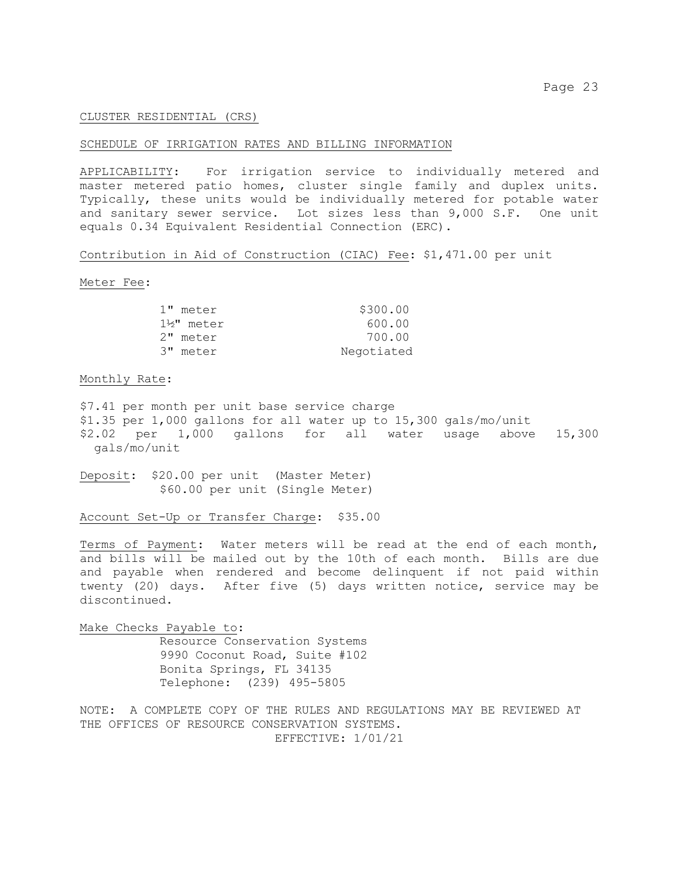## CLUSTER RESIDENTIAL (CRS)

## SCHEDULE OF IRRIGATION RATES AND BILLING INFORMATION

APPLICABILITY: For irrigation service to individually metered and master metered patio homes, cluster single family and duplex units. Typically, these units would be individually metered for potable water and sanitary sewer service. Lot sizes less than 9,000 S.F. One unit equals 0.34 Equivalent Residential Connection (ERC).

Contribution in Aid of Construction (CIAC) Fee: $1,471.00 per unit

Meter Fee:

| | |
|---|---|
| 1" meter | $300.00 |
| 1½" meter | 600.00 |
| 2" meter | 700.00 |
| 3" meter | Negotiated |

Monthly Rate:

$7.41 per month per unit base service charge
$1.35 per 1,000 gallons for all water up to 15,300 gals/mo/unit
$2.02 per 1,000 gallons for all water usage above 15,300 gals/mo/unit

Deposit: $20.00 per unit (Master Meter)
$60.00 per unit (Single Meter)

Account Set-Up or Transfer Charge: $35.00

Terms of Payment: Water meters will be read at the end of each month, and bills will be mailed out by the 10th of each month. Bills are due and payable when rendered and become delinquent if not paid within twenty (20) days. After five (5) days written notice, service may be discontinued.

Make Checks Payable to:
Resource Conservation Systems
9990 Coconut Road, Suite #102
Bonita Springs, FL 34135
Telephone: (239) 495-5805

NOTE: A COMPLETE COPY OF THE RULES AND REGULATIONS MAY BE REVIEWED AT THE OFFICES OF RESOURCE CONSERVATION SYSTEMS.

EFFECTIVE: 1/01/21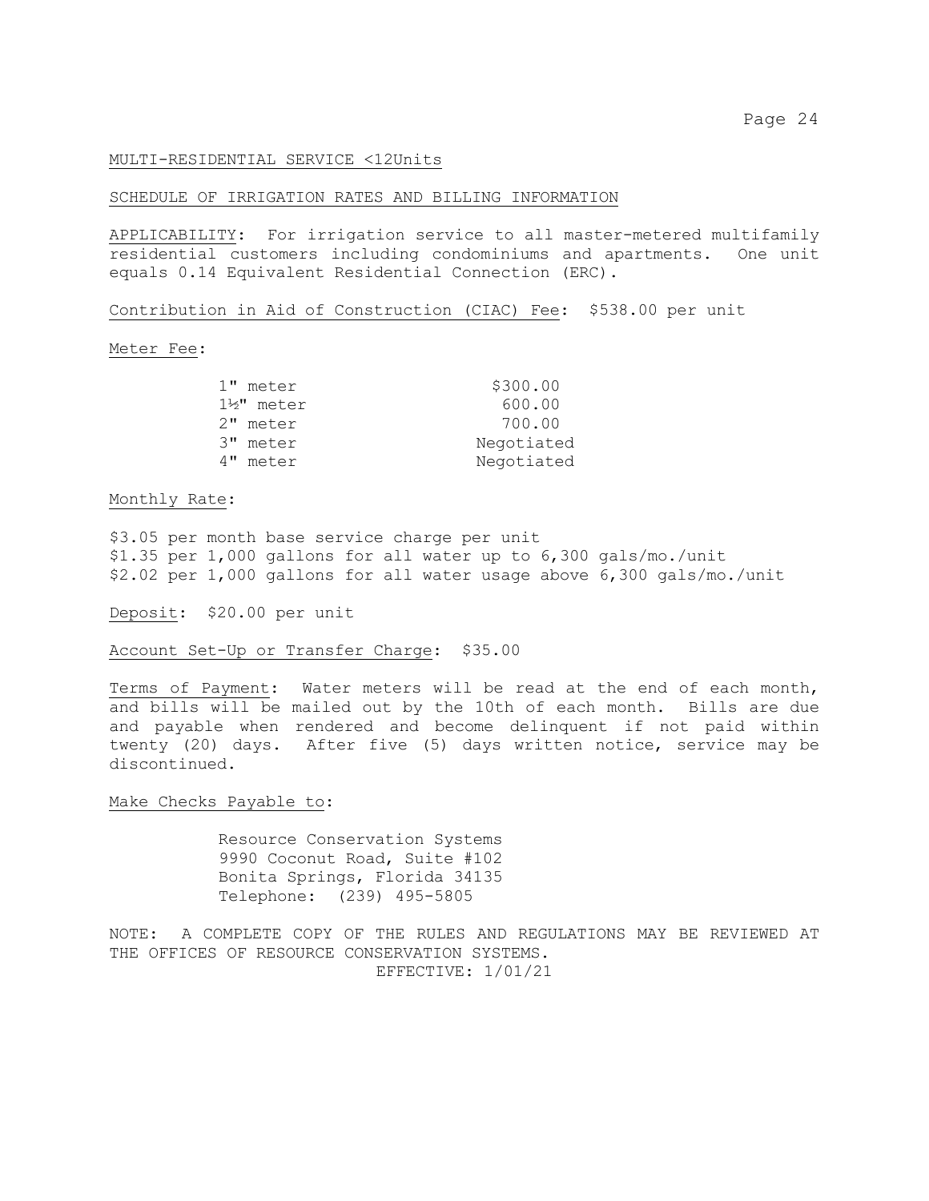MULTI-RESIDENTIAL SERVICE <12Units

SCHEDULE OF IRRIGATION RATES AND BILLING INFORMATION

APPLICABILITY: For irrigation service to all master-metered multifamily residential customers including condominiums and apartments. One unit equals 0.14 Equivalent Residential Connection (ERC).

Contribution in Aid of Construction (CIAC) Fee: $538.00 per unit

Meter Fee:

| | |
|---|---|
| 1" meter | $300.00 |
| 1½" meter | 600.00 |
| 2" meter | 700.00 |
| 3" meter | Negotiated |
| 4" meter | Negotiated |

Monthly Rate:

$3.05 per month base service charge per unit
$1.35 per 1,000 gallons for all water up to 6,300 gals/mo./unit
$2.02 per 1,000 gallons for all water usage above 6,300 gals/mo./unit

Deposit: $20.00 per unit

Account Set-Up or Transfer Charge: $35.00

Terms of Payment: Water meters will be read at the end of each month, and bills will be mailed out by the 10th of each month. Bills are due and payable when rendered and become delinquent if not paid within twenty (20) days. After five (5) days written notice, service may be discontinued.

Make Checks Payable to:

Resource Conservation Systems
9990 Coconut Road, Suite #102
Bonita Springs, Florida 34135
Telephone: (239) 495-5805

NOTE: A COMPLETE COPY OF THE RULES AND REGULATIONS MAY BE REVIEWED AT THE OFFICES OF RESOURCE CONSERVATION SYSTEMS.

EFFECTIVE: 1/01/21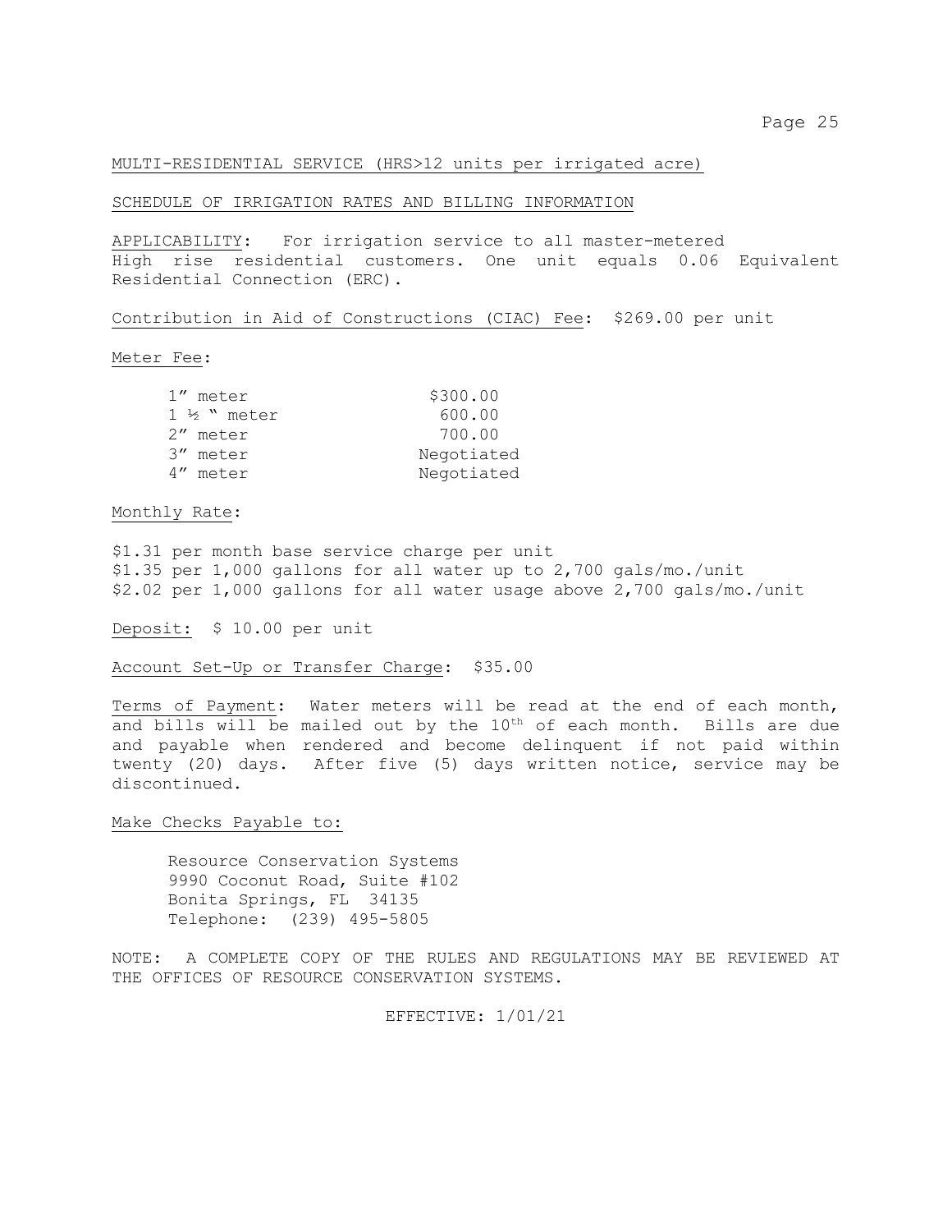MULTI-RESIDENTIAL SERVICE (HRS>12 units per irrigated acre)

SCHEDULE OF IRRIGATION RATES AND BILLING INFORMATION

APPLICABILITY: For irrigation service to all master-metered High rise residential customers. One unit equals 0.06 Equivalent Residential Connection (ERC).

Contribution in Aid of Constructions (CIAC) Fee: $269.00 per unit

Meter Fee:

| | |
|---|---|
| 1" meter | $300.00 |
| 1 ½ " meter | 600.00 |
| 2" meter | 700.00 |
| 3" meter | Negotiated |
| 4" meter | Negotiated |

Monthly Rate:

$1.31 per month base service charge per unit
$1.35 per 1,000 gallons for all water up to 2,700 gals/mo./unit
$2.02 per 1,000 gallons for all water usage above 2,700 gals/mo./unit

Deposit: $ 10.00 per unit

Account Set-Up or Transfer Charge: $35.00

Terms of Payment: Water meters will be read at the end of each month, and bills will be mailed out by the 10th of each month. Bills are due and payable when rendered and become delinquent if not paid within twenty (20) days. After five (5) days written notice, service may be discontinued.

Make Checks Payable to:

Resource Conservation Systems
9990 Coconut Road, Suite #102
Bonita Springs, FL 34135
Telephone: (239) 495-5805

NOTE: A COMPLETE COPY OF THE RULES AND REGULATIONS MAY BE REVIEWED AT THE OFFICES OF RESOURCE CONSERVATION SYSTEMS.

EFFECTIVE: 1/01/21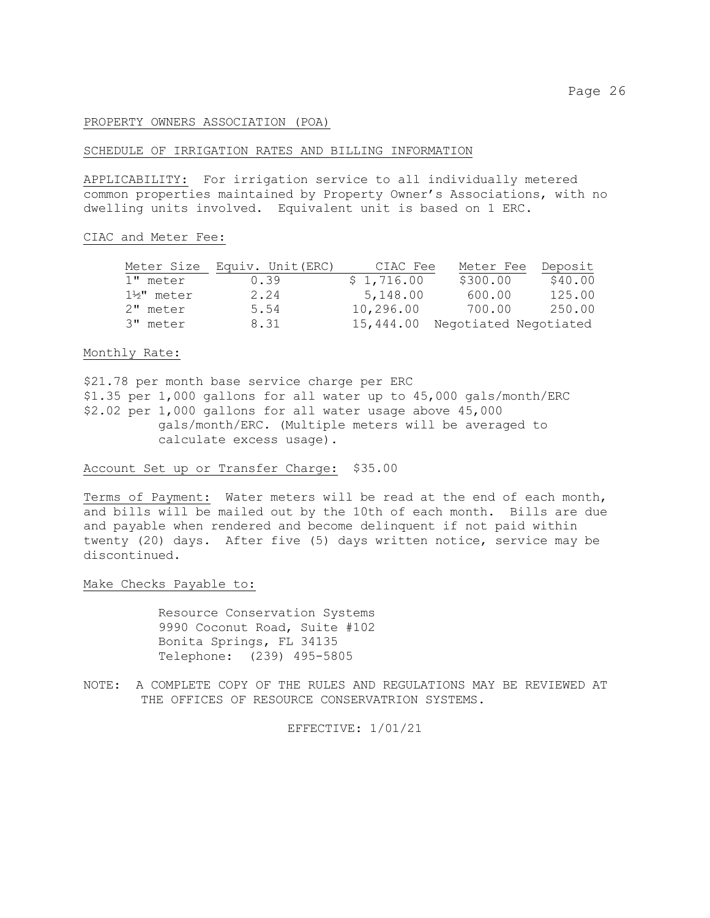## PROPERTY OWNERS ASSOCIATION (POA)

## SCHEDULE OF IRRIGATION RATES AND BILLING INFORMATION

APPLICABILITY: For irrigation service to all individually metered common properties maintained by Property Owner's Associations, with no dwelling units involved. Equivalent unit is based on 1 ERC.

CIAC and Meter Fee:

| Meter Size | Equiv. Unit(ERC) | CIAC Fee | Meter Fee | Deposit |
|---|---|---|---|---|
| 1" meter | 0.39 | $ 1,716.00 | $300.00 | $40.00 |
| 1½" meter | 2.24 | 5,148.00 | 600.00 | 125.00 |
| 2" meter | 5.54 | 10,296.00 | 700.00 | 250.00 |
| 3" meter | 8.31 | 15,444.00 | Negotiated | Negotiated |

Monthly Rate:

$21.78 per month base service charge per ERC
$1.35 per 1,000 gallons for all water up to 45,000 gals/month/ERC
$2.02 per 1,000 gallons for all water usage above 45,000 gals/month/ERC. (Multiple meters will be averaged to calculate excess usage).

Account Set up or Transfer Charge: $35.00

Terms of Payment: Water meters will be read at the end of each month, and bills will be mailed out by the 10th of each month. Bills are due and payable when rendered and become delinquent if not paid within twenty (20) days. After five (5) days written notice, service may be discontinued.

Make Checks Payable to:

Resource Conservation Systems
9990 Coconut Road, Suite #102
Bonita Springs, FL 34135
Telephone: (239) 495-5805

NOTE: A COMPLETE COPY OF THE RULES AND REGULATIONS MAY BE REVIEWED AT THE OFFICES OF RESOURCE CONSERVATRION SYSTEMS.

EFFECTIVE: 1/01/21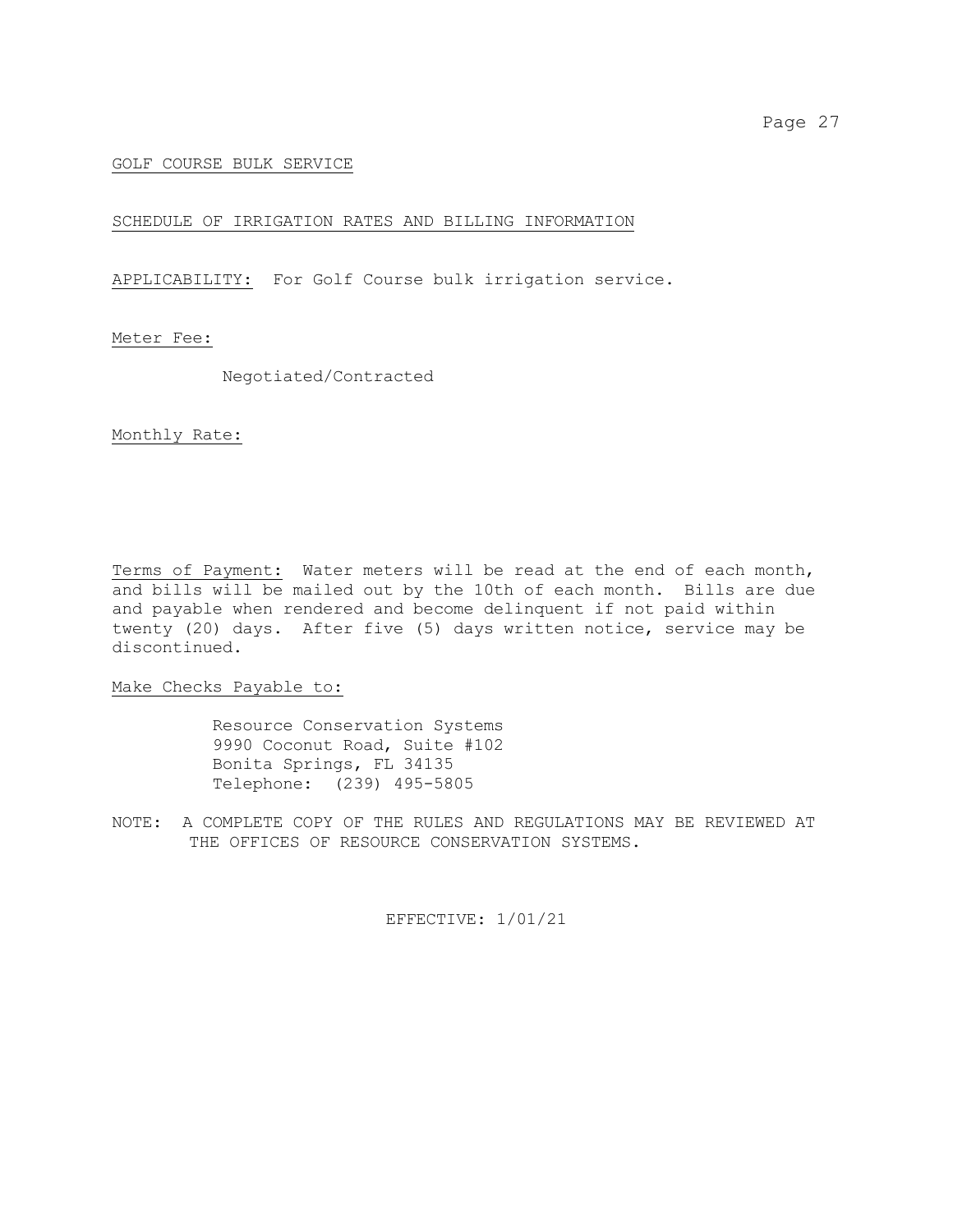GOLF COURSE BULK SERVICE

SCHEDULE OF IRRIGATION RATES AND BILLING INFORMATION

APPLICABILITY: For Golf Course bulk irrigation service.

Meter Fee:

Negotiated/Contracted

Monthly Rate:

Terms of Payment: Water meters will be read at the end of each month, and bills will be mailed out by the 10th of each month. Bills are due and payable when rendered and become delinquent if not paid within twenty (20) days. After five (5) days written notice, service may be discontinued.

Make Checks Payable to:

Resource Conservation Systems
9990 Coconut Road, Suite #102
Bonita Springs, FL 34135
Telephone: (239) 495-5805

NOTE: A COMPLETE COPY OF THE RULES AND REGULATIONS MAY BE REVIEWED AT THE OFFICES OF RESOURCE CONSERVATION SYSTEMS.

EFFECTIVE: 1/01/21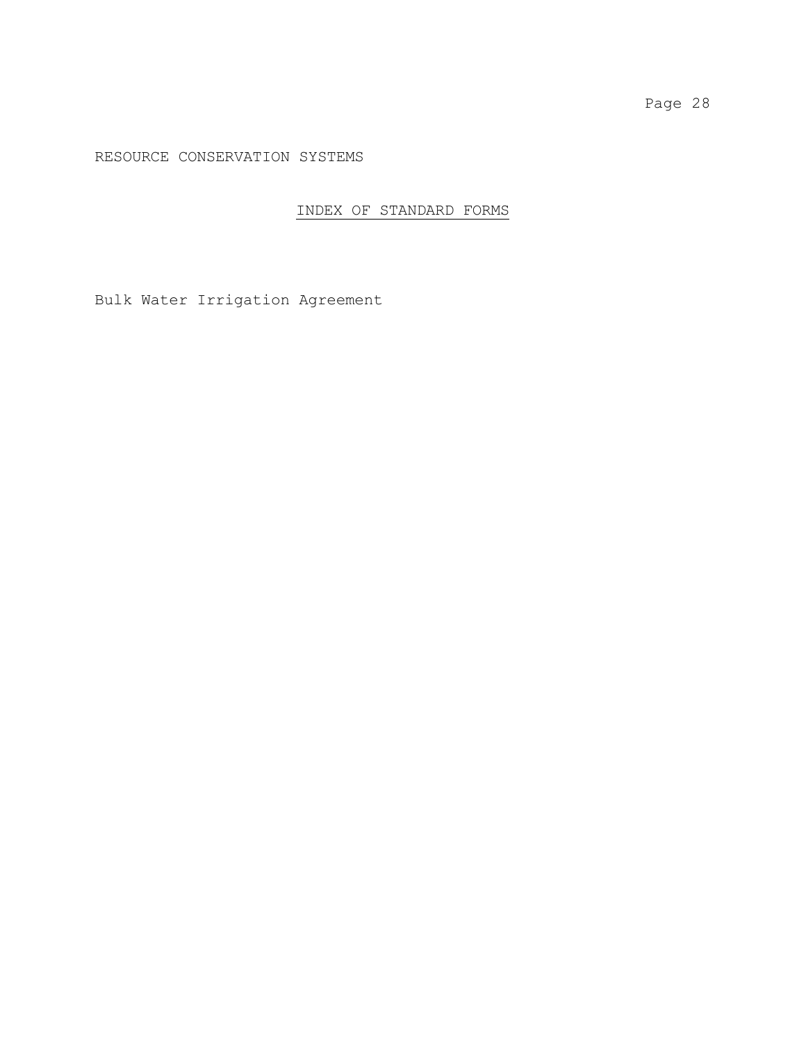RESOURCE CONSERVATION SYSTEMS

## INDEX OF STANDARD FORMS

Bulk Water Irrigation Agreement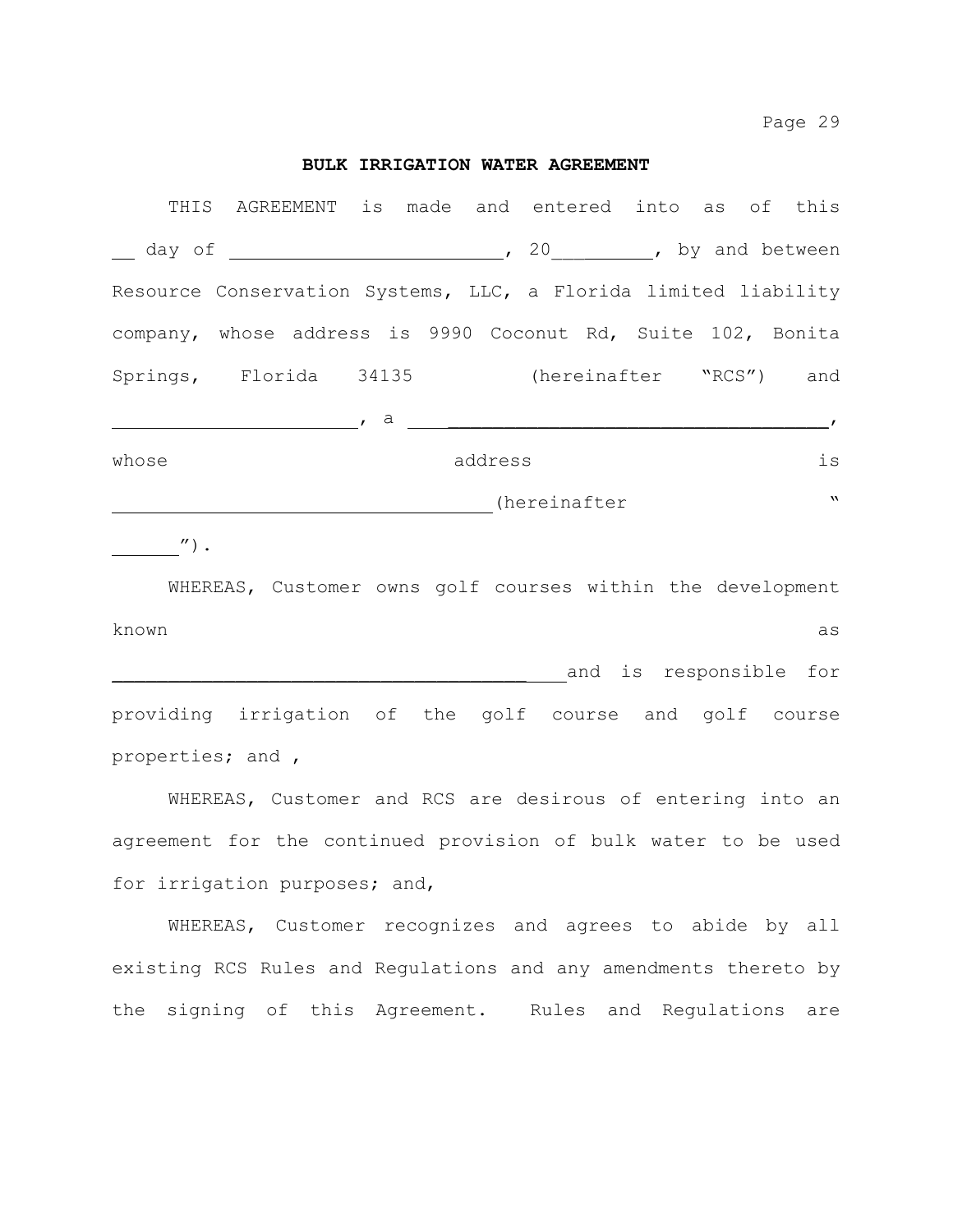**BULK IRRIGATION WATER AGREEMENT**

THIS AGREEMENT is made and entered into as of this __ day of ________________________, 20_________, by and between Resource Conservation Systems, LLC, a Florida limited liability company, whose address is 9990 Coconut Rd, Suite 102, Bonita Springs, Florida 34135 (hereinafter "RCS") and ______________________, a ____________________________________, whose address is ___________________________________(hereinafter "______").

WHEREAS, Customer owns golf courses within the development known as _______________________________________ and is responsible for providing irrigation of the golf course and golf course properties; and ,

WHEREAS, Customer and RCS are desirous of entering into an agreement for the continued provision of bulk water to be used for irrigation purposes; and,

WHEREAS, Customer recognizes and agrees to abide by all existing RCS Rules and Regulations and any amendments thereto by the signing of this Agreement. Rules and Regulations are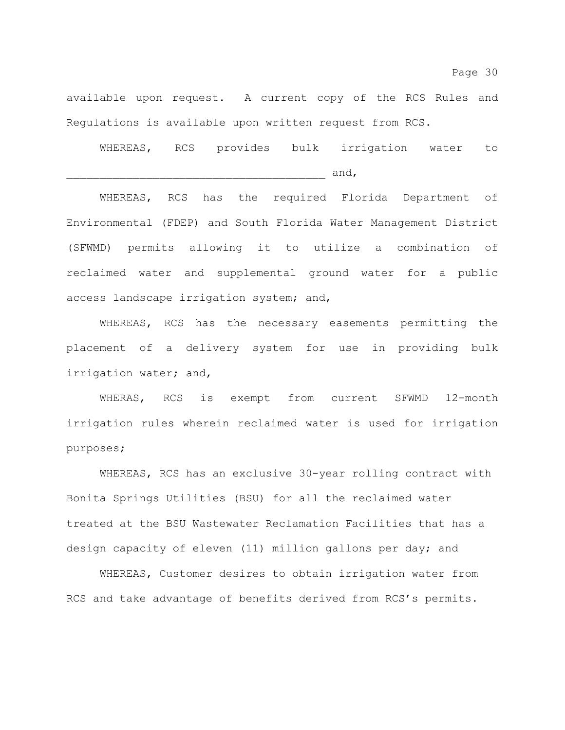available upon request. A current copy of the RCS Rules and Regulations is available upon written request from RCS.

WHEREAS, RCS provides bulk irrigation water to _______________________________________ and,

WHEREAS, RCS has the required Florida Department of Environmental (FDEP) and South Florida Water Management District (SFWMD) permits allowing it to utilize a combination of reclaimed water and supplemental ground water for a public access landscape irrigation system; and,

WHEREAS, RCS has the necessary easements permitting the placement of a delivery system for use in providing bulk irrigation water; and,

WHERAS, RCS is exempt from current SFWMD 12-month irrigation rules wherein reclaimed water is used for irrigation purposes;

WHEREAS, RCS has an exclusive 30-year rolling contract with Bonita Springs Utilities (BSU) for all the reclaimed water treated at the BSU Wastewater Reclamation Facilities that has a design capacity of eleven (11) million gallons per day; and

WHEREAS, Customer desires to obtain irrigation water from RCS and take advantage of benefits derived from RCS's permits.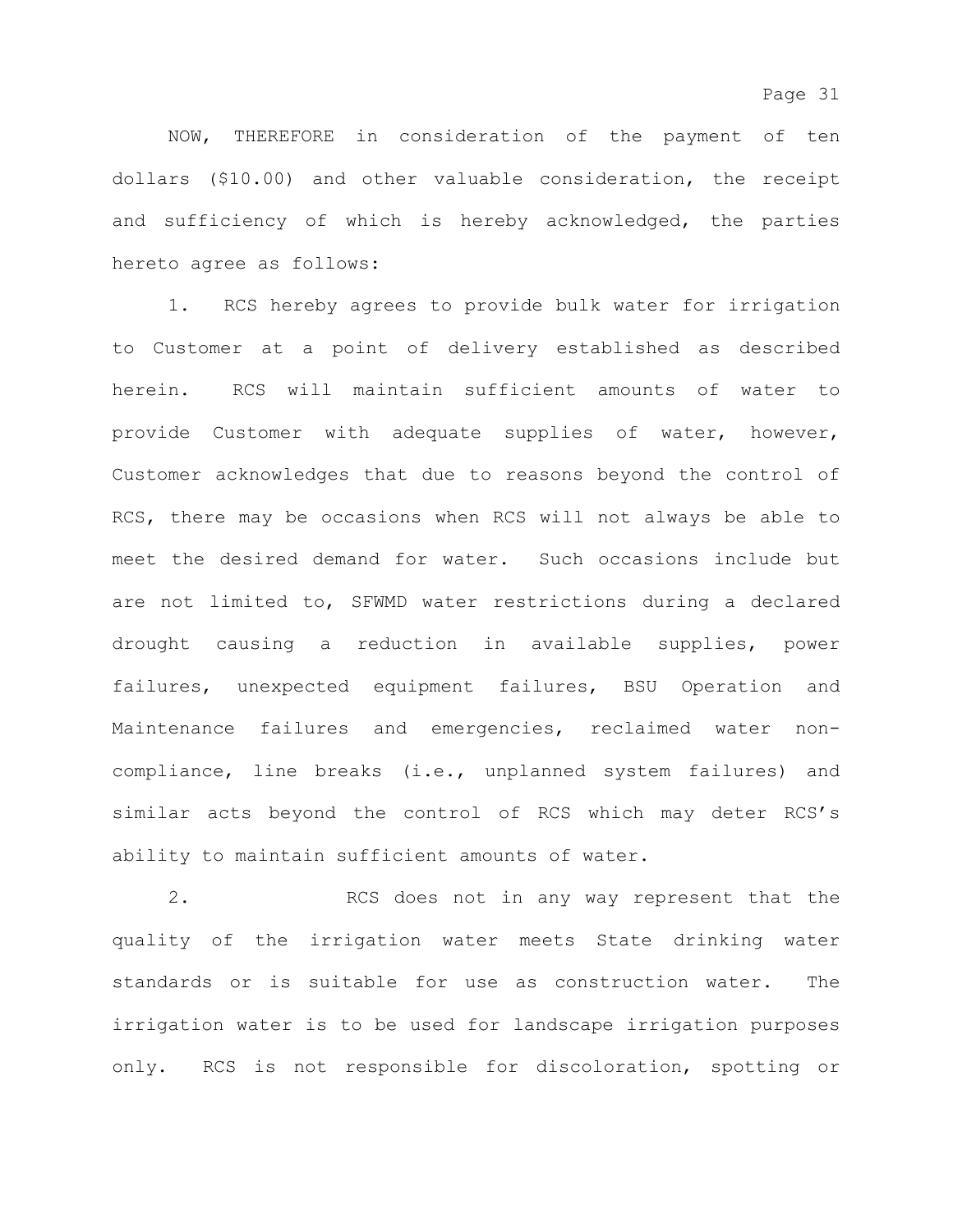NOW, THEREFORE in consideration of the payment of ten dollars ($10.00) and other valuable consideration, the receipt and sufficiency of which is hereby acknowledged, the parties hereto agree as follows:

1. RCS hereby agrees to provide bulk water for irrigation to Customer at a point of delivery established as described herein. RCS will maintain sufficient amounts of water to provide Customer with adequate supplies of water, however, Customer acknowledges that due to reasons beyond the control of RCS, there may be occasions when RCS will not always be able to meet the desired demand for water. Such occasions include but are not limited to, SFWMD water restrictions during a declared drought causing a reduction in available supplies, power failures, unexpected equipment failures, BSU Operation and Maintenance failures and emergencies, reclaimed water non-compliance, line breaks (i.e., unplanned system failures) and similar acts beyond the control of RCS which may deter RCS's ability to maintain sufficient amounts of water.

2. RCS does not in any way represent that the quality of the irrigation water meets State drinking water standards or is suitable for use as construction water. The irrigation water is to be used for landscape irrigation purposes only. RCS is not responsible for discoloration, spotting or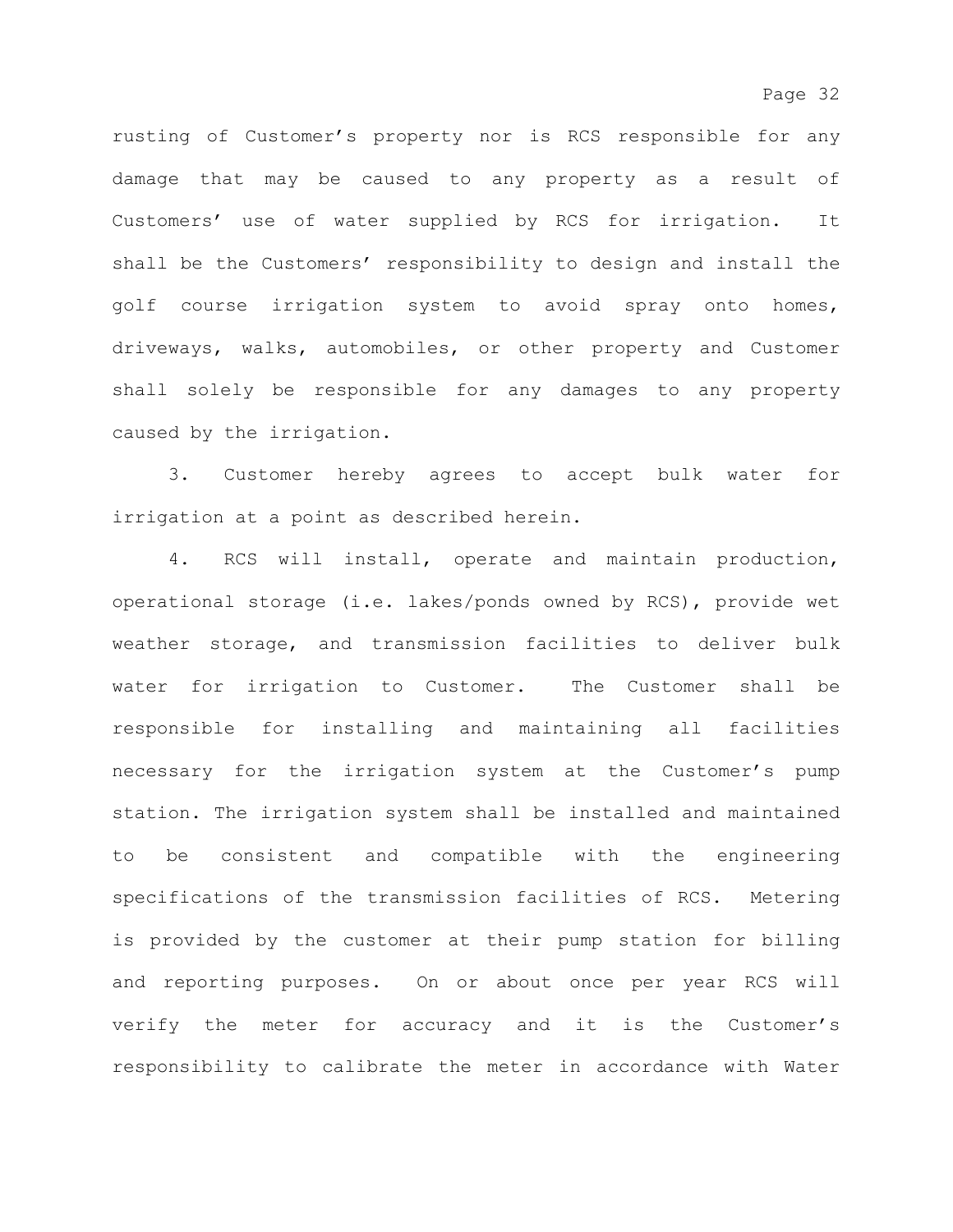rusting of Customer’s property nor is RCS responsible for any damage that may be caused to any property as a result of Customers’ use of water supplied by RCS for irrigation. It shall be the Customers’ responsibility to design and install the golf course irrigation system to avoid spray onto homes, driveways, walks, automobiles, or other property and Customer shall solely be responsible for any damages to any property caused by the irrigation.

3. Customer hereby agrees to accept bulk water for irrigation at a point as described herein.

4. RCS will install, operate and maintain production, operational storage (i.e. lakes/ponds owned by RCS), provide wet weather storage, and transmission facilities to deliver bulk water for irrigation to Customer. The Customer shall be responsible for installing and maintaining all facilities necessary for the irrigation system at the Customer’s pump station. The irrigation system shall be installed and maintained to be consistent and compatible with the engineering specifications of the transmission facilities of RCS. Metering is provided by the customer at their pump station for billing and reporting purposes. On or about once per year RCS will verify the meter for accuracy and it is the Customer’s responsibility to calibrate the meter in accordance with Water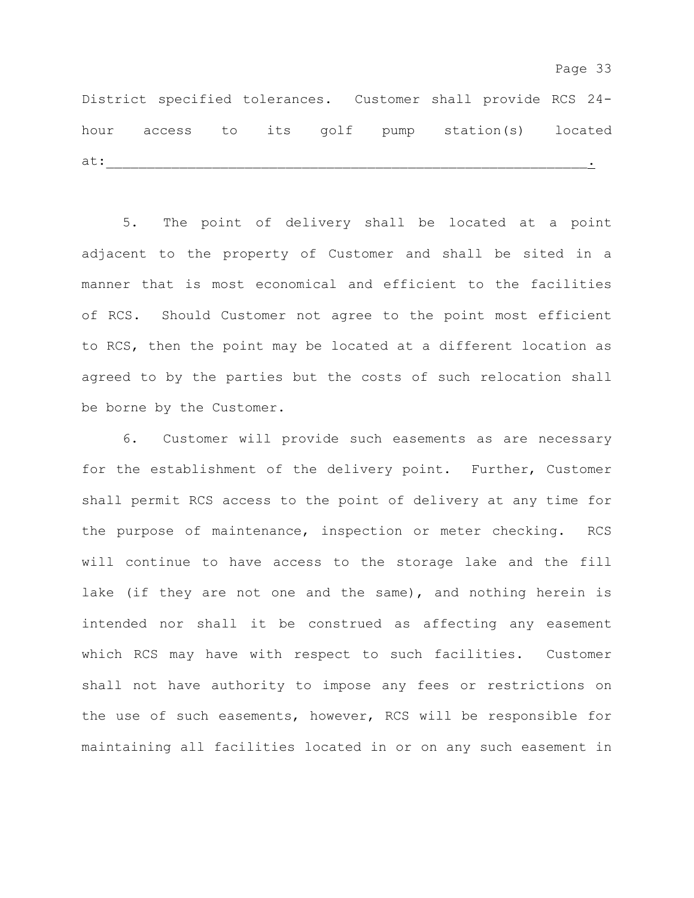District specified tolerances. Customer shall provide RCS 24-hour access to its golf pump station(s) located at:___________________________________________________________.

5. The point of delivery shall be located at a point adjacent to the property of Customer and shall be sited in a manner that is most economical and efficient to the facilities of RCS. Should Customer not agree to the point most efficient to RCS, then the point may be located at a different location as agreed to by the parties but the costs of such relocation shall be borne by the Customer.

6. Customer will provide such easements as are necessary for the establishment of the delivery point. Further, Customer shall permit RCS access to the point of delivery at any time for the purpose of maintenance, inspection or meter checking. RCS will continue to have access to the storage lake and the fill lake (if they are not one and the same), and nothing herein is intended nor shall it be construed as affecting any easement which RCS may have with respect to such facilities. Customer shall not have authority to impose any fees or restrictions on the use of such easements, however, RCS will be responsible for maintaining all facilities located in or on any such easement in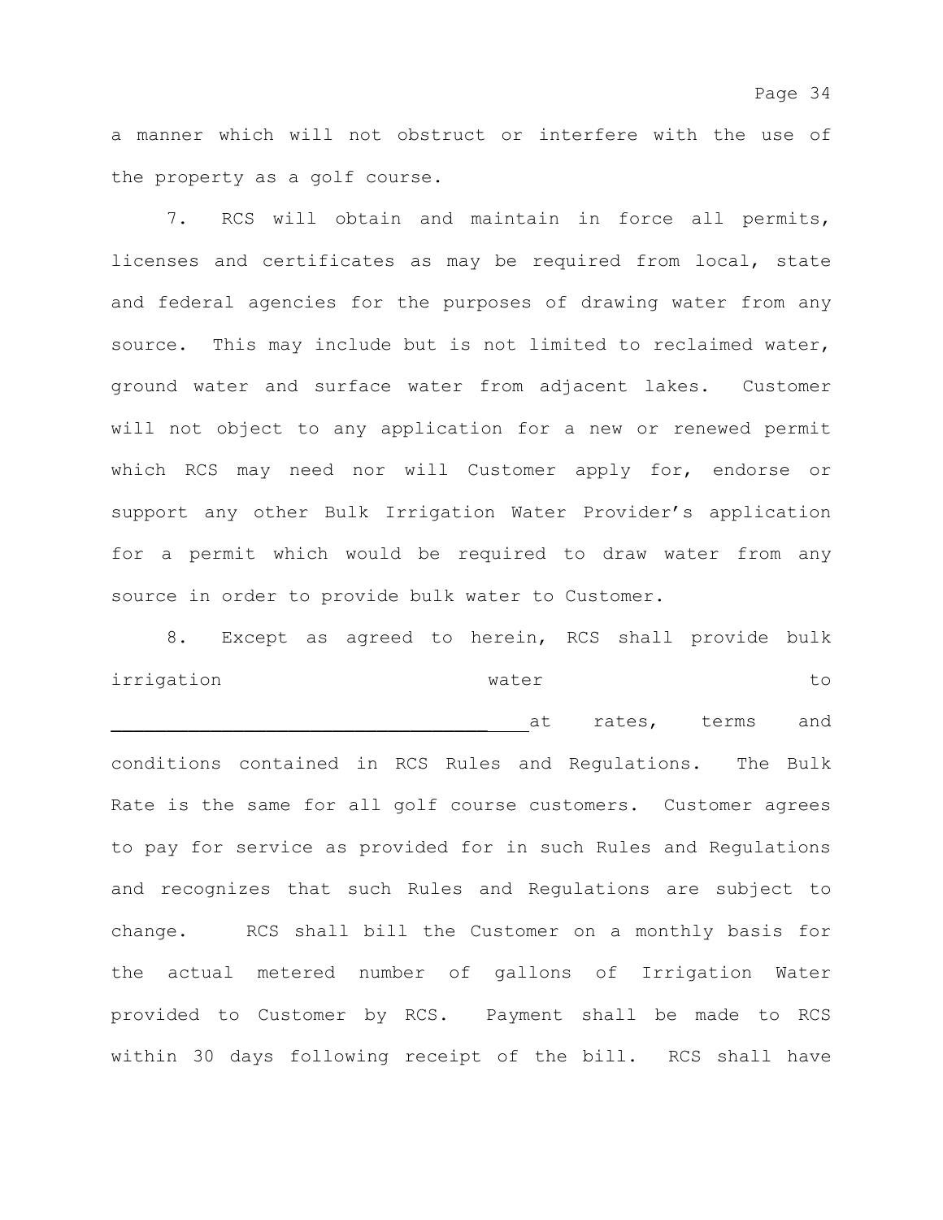a manner which will not obstruct or interfere with the use of the property as a golf course.

7. RCS will obtain and maintain in force all permits, licenses and certificates as may be required from local, state and federal agencies for the purposes of drawing water from any source. This may include but is not limited to reclaimed water, ground water and surface water from adjacent lakes. Customer will not object to any application for a new or renewed permit which RCS may need nor will Customer apply for, endorse or support any other Bulk Irrigation Water Provider's application for a permit which would be required to draw water from any source in order to provide bulk water to Customer.

8. Except as agreed to herein, RCS shall provide bulk irrigation water to ___________________________________ at rates, terms and conditions contained in RCS Rules and Regulations. The Bulk Rate is the same for all golf course customers. Customer agrees to pay for service as provided for in such Rules and Regulations and recognizes that such Rules and Regulations are subject to change. RCS shall bill the Customer on a monthly basis for the actual metered number of gallons of Irrigation Water provided to Customer by RCS. Payment shall be made to RCS within 30 days following receipt of the bill. RCS shall have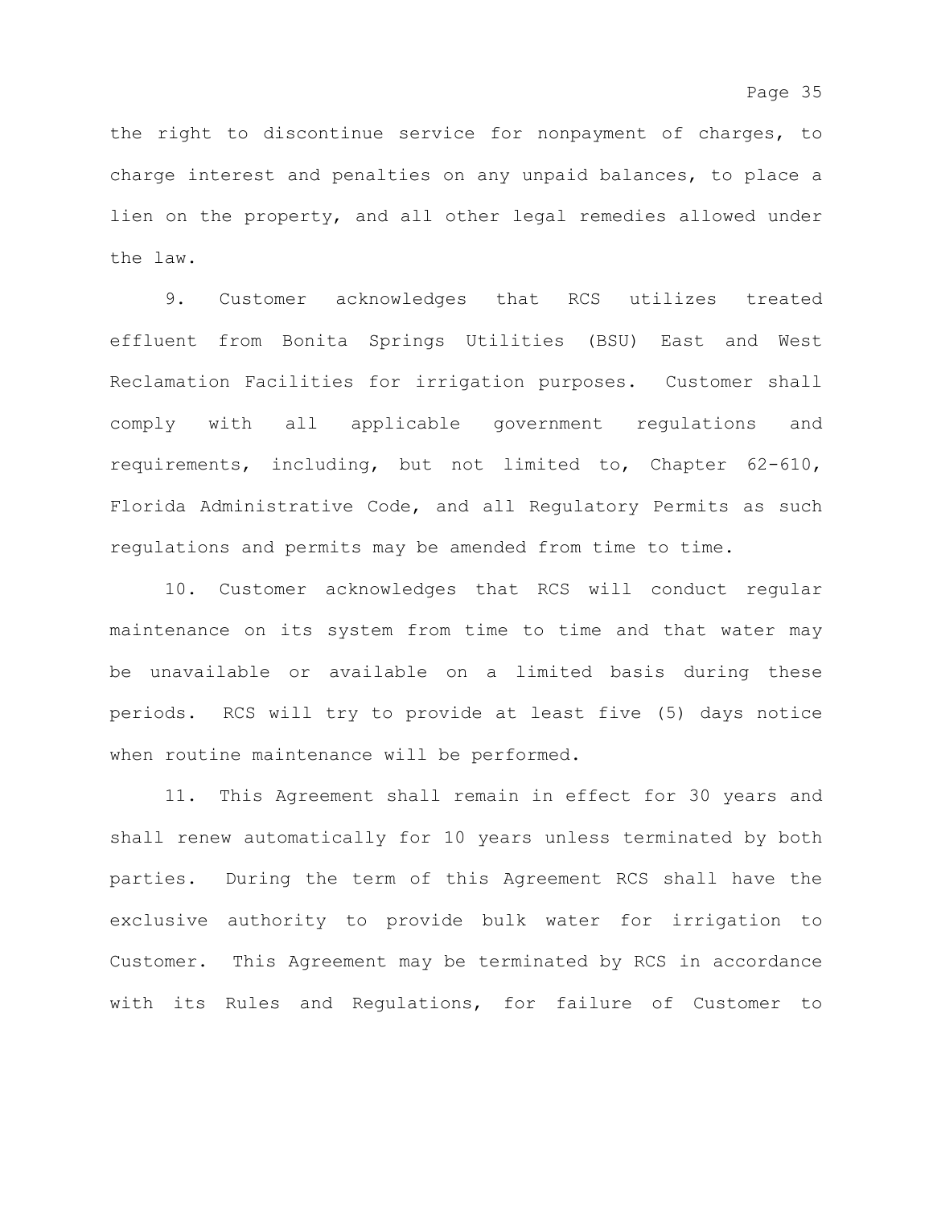the right to discontinue service for nonpayment of charges, to charge interest and penalties on any unpaid balances, to place a lien on the property, and all other legal remedies allowed under the law.

9. Customer acknowledges that RCS utilizes treated effluent from Bonita Springs Utilities (BSU) East and West Reclamation Facilities for irrigation purposes. Customer shall comply with all applicable government regulations and requirements, including, but not limited to, Chapter 62-610, Florida Administrative Code, and all Regulatory Permits as such regulations and permits may be amended from time to time.

10. Customer acknowledges that RCS will conduct regular maintenance on its system from time to time and that water may be unavailable or available on a limited basis during these periods. RCS will try to provide at least five (5) days notice when routine maintenance will be performed.

11. This Agreement shall remain in effect for 30 years and shall renew automatically for 10 years unless terminated by both parties. During the term of this Agreement RCS shall have the exclusive authority to provide bulk water for irrigation to Customer. This Agreement may be terminated by RCS in accordance with its Rules and Regulations, for failure of Customer to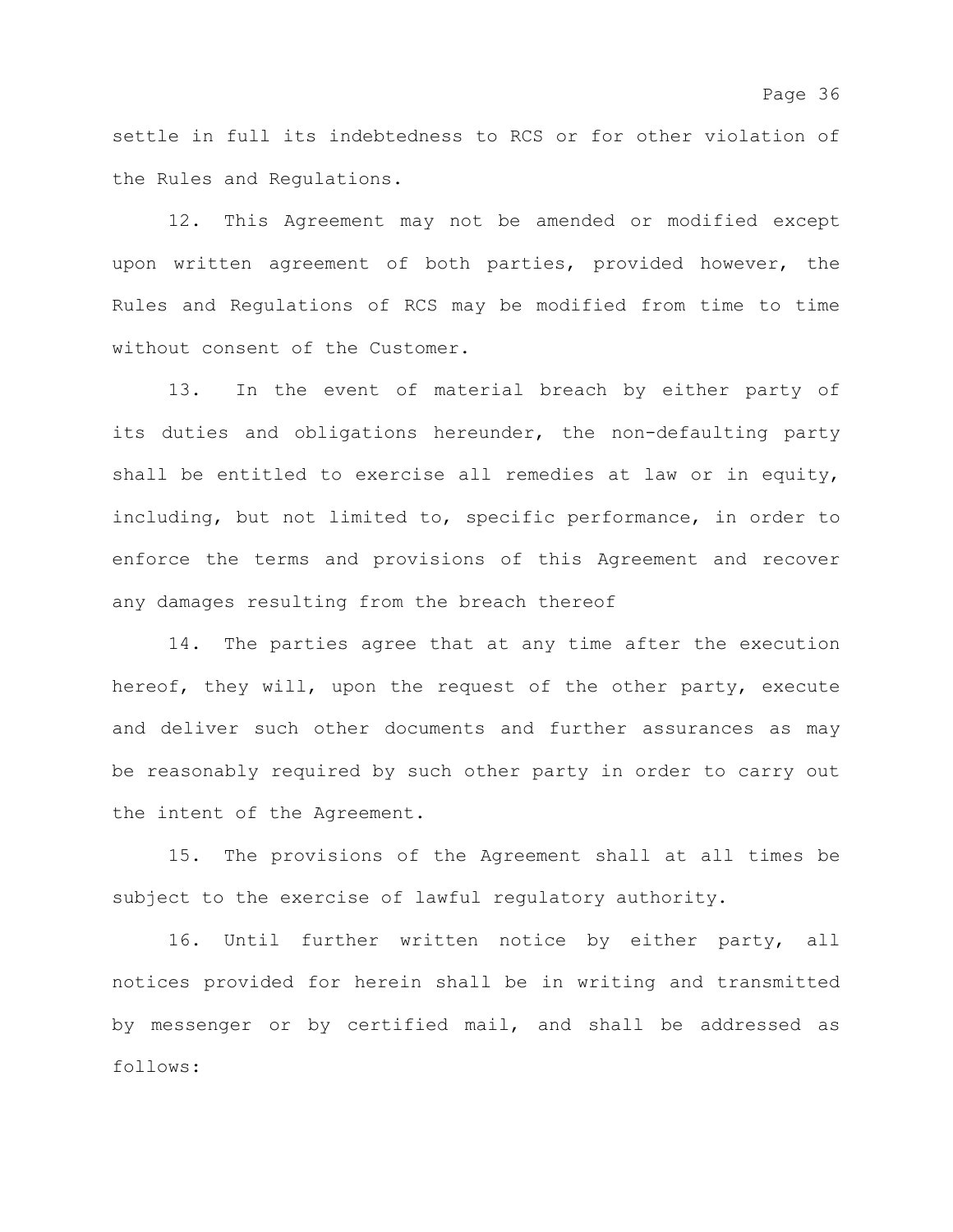settle in full its indebtedness to RCS or for other violation of the Rules and Regulations.

12. This Agreement may not be amended or modified except upon written agreement of both parties, provided however, the Rules and Regulations of RCS may be modified from time to time without consent of the Customer.

13. In the event of material breach by either party of its duties and obligations hereunder, the non-defaulting party shall be entitled to exercise all remedies at law or in equity, including, but not limited to, specific performance, in order to enforce the terms and provisions of this Agreement and recover any damages resulting from the breach thereof

14. The parties agree that at any time after the execution hereof, they will, upon the request of the other party, execute and deliver such other documents and further assurances as may be reasonably required by such other party in order to carry out the intent of the Agreement.

15. The provisions of the Agreement shall at all times be subject to the exercise of lawful regulatory authority.

16. Until further written notice by either party, all notices provided for herein shall be in writing and transmitted by messenger or by certified mail, and shall be addressed as follows: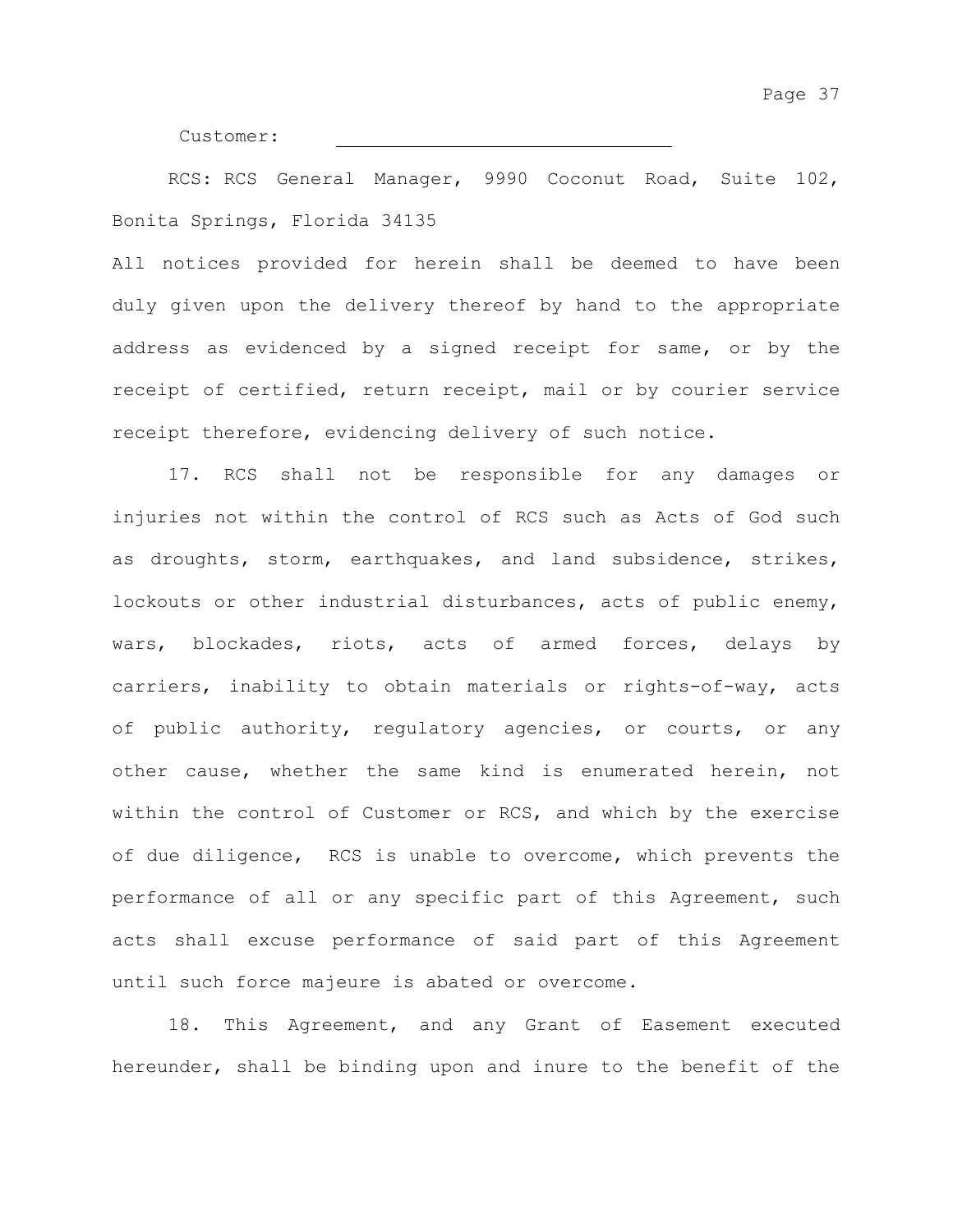Customer: \_\_\_\_\_\_\_\_\_\_\_\_\_\_\_\_\_\_\_\_\_\_\_\_\_\_\_\_\_\_

RCS: RCS General Manager, 9990 Coconut Road, Suite 102, Bonita Springs, Florida 34135

All notices provided for herein shall be deemed to have been duly given upon the delivery thereof by hand to the appropriate address as evidenced by a signed receipt for same, or by the receipt of certified, return receipt, mail or by courier service receipt therefore, evidencing delivery of such notice.

17. RCS shall not be responsible for any damages or injuries not within the control of RCS such as Acts of God such as droughts, storm, earthquakes, and land subsidence, strikes, lockouts or other industrial disturbances, acts of public enemy, wars, blockades, riots, acts of armed forces, delays by carriers, inability to obtain materials or rights-of-way, acts of public authority, regulatory agencies, or courts, or any other cause, whether the same kind is enumerated herein, not within the control of Customer or RCS, and which by the exercise of due diligence, RCS is unable to overcome, which prevents the performance of all or any specific part of this Agreement, such acts shall excuse performance of said part of this Agreement until such force majeure is abated or overcome.

18. This Agreement, and any Grant of Easement executed hereunder, shall be binding upon and inure to the benefit of the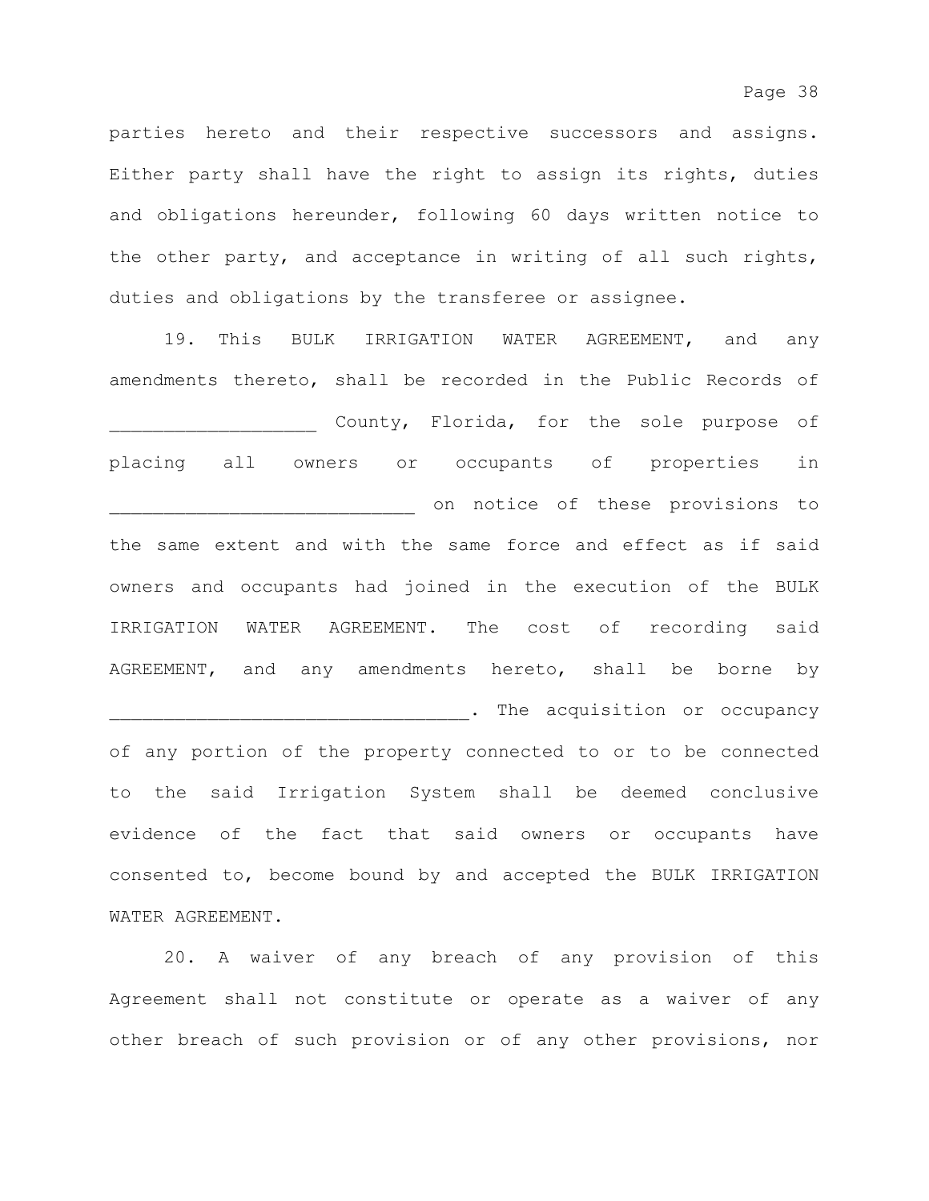parties hereto and their respective successors and assigns. Either party shall have the right to assign its rights, duties and obligations hereunder, following 60 days written notice to the other party, and acceptance in writing of all such rights, duties and obligations by the transferee or assignee.

19. This BULK IRRIGATION WATER AGREEMENT, and any amendments thereto, shall be recorded in the Public Records of __________________ County, Florida, for the sole purpose of placing all owners or occupants of properties in ___________________________ on notice of these provisions to the same extent and with the same force and effect as if said owners and occupants had joined in the execution of the BULK IRRIGATION WATER AGREEMENT. The cost of recording said AGREEMENT, and any amendments hereto, shall be borne by ________________________________. The acquisition or occupancy of any portion of the property connected to or to be connected to the said Irrigation System shall be deemed conclusive evidence of the fact that said owners or occupants have consented to, become bound by and accepted the BULK IRRIGATION WATER AGREEMENT.

20. A waiver of any breach of any provision of this Agreement shall not constitute or operate as a waiver of any other breach of such provision or of any other provisions, nor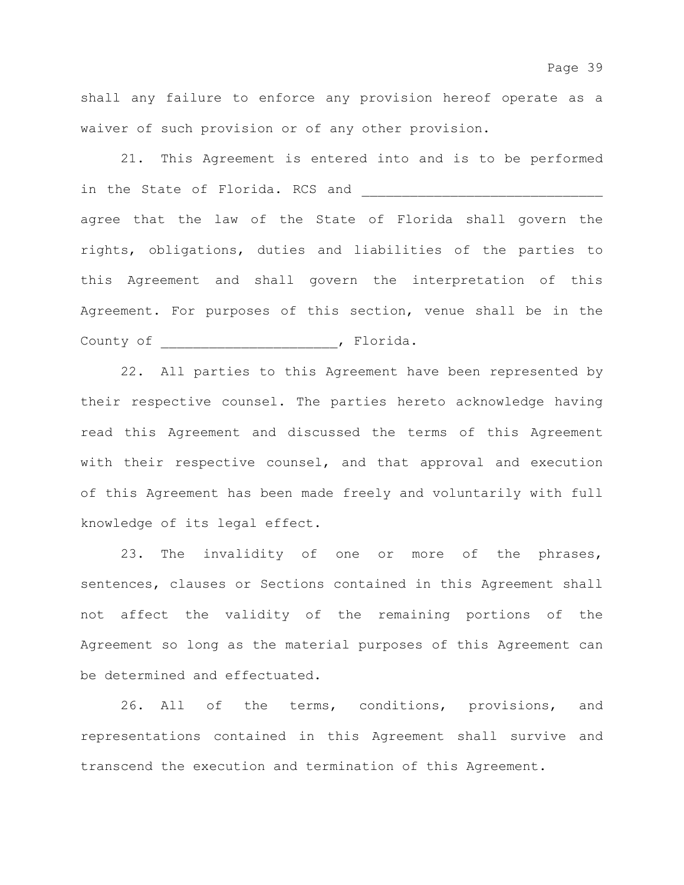shall any failure to enforce any provision hereof operate as a waiver of such provision or of any other provision.

21. This Agreement is entered into and is to be performed in the State of Florida. RCS and ______________________________ agree that the law of the State of Florida shall govern the rights, obligations, duties and liabilities of the parties to this Agreement and shall govern the interpretation of this Agreement. For purposes of this section, venue shall be in the County of ______________________, Florida.

22. All parties to this Agreement have been represented by their respective counsel. The parties hereto acknowledge having read this Agreement and discussed the terms of this Agreement with their respective counsel, and that approval and execution of this Agreement has been made freely and voluntarily with full knowledge of its legal effect.

23. The invalidity of one or more of the phrases, sentences, clauses or Sections contained in this Agreement shall not affect the validity of the remaining portions of the Agreement so long as the material purposes of this Agreement can be determined and effectuated.

26. All of the terms, conditions, provisions, and representations contained in this Agreement shall survive and transcend the execution and termination of this Agreement.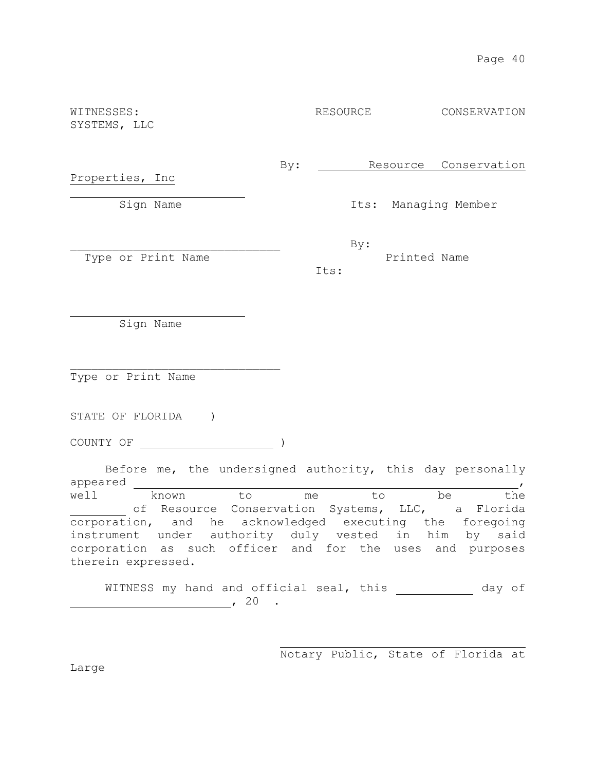WITNESSES: RESOURCE CONSERVATION SYSTEMS, LLC

By: Resource Conservation Properties, Inc

\_\_\_\_\_\_\_\_\_\_\_\_\_\_\_\_\_\_\_\_\_\_\_\_\_
Sign Name

Its: Managing Member

\_\_\_\_\_\_\_\_\_\_\_\_\_\_\_\_\_\_\_\_\_\_\_\_\_\_\_\_\_\_
Type or Print Name

By:
Printed Name
Its:

\_\_\_\_\_\_\_\_\_\_\_\_\_\_\_\_\_\_\_\_\_\_\_\_\_
Sign Name

\_\_\_\_\_\_\_\_\_\_\_\_\_\_\_\_\_\_\_\_\_\_\_\_\_\_\_\_\_\_
Type or Print Name

STATE OF FLORIDA )

COUNTY OF \_\_\_\_\_\_\_\_\_\_\_\_\_\_\_\_\_\_\_\_ )

Before me, the undersigned authority, this day personally appeared \_\_\_\_\_\_\_\_\_\_\_\_\_\_\_\_\_\_\_\_\_\_\_\_\_\_\_\_\_\_\_\_\_\_\_\_\_\_\_\_\_\_\_\_\_\_\_\_\_\_\_\_\_\_, well known to me to be the \_\_\_\_\_\_\_\_ of Resource Conservation Systems, LLC, a Florida corporation, and he acknowledged executing the foregoing instrument under authority duly vested in him by said corporation as such officer and for the uses and purposes therein expressed.

WITNESS my hand and official seal, this \_\_\_\_\_\_\_\_\_\_\_ day of \_\_\_\_\_\_\_\_\_\_\_\_\_\_\_\_\_\_\_\_\_\_\_, 20 .

\_\_\_\_\_\_\_\_\_\_\_\_\_\_\_\_\_\_\_\_\_\_\_\_\_\_\_\_\_\_\_\_\_\_\_\_
Notary Public, State of Florida at Large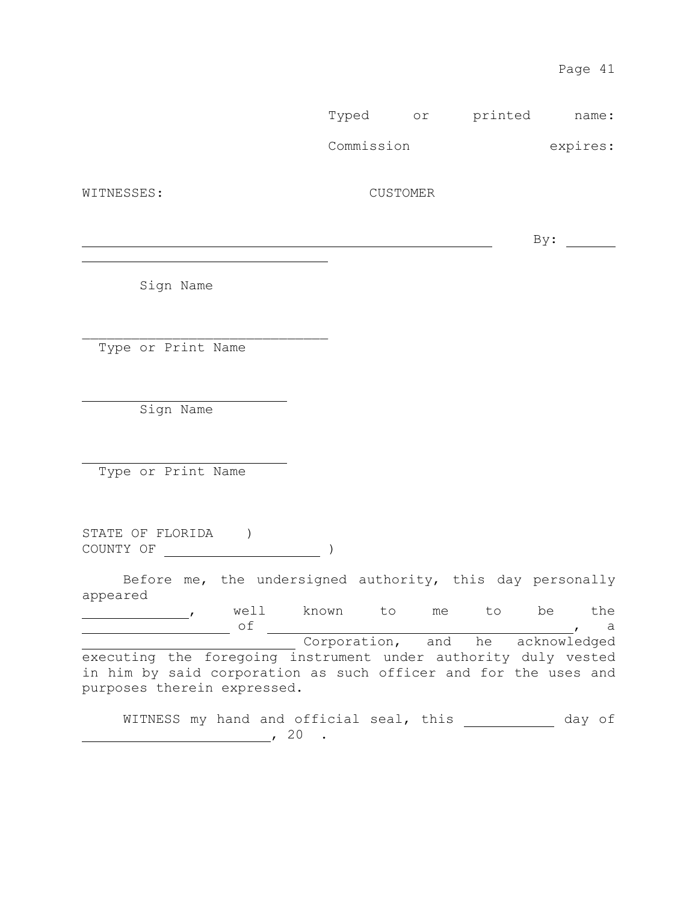Typed or printed name:

Commission expires:

WITNESSES: CUSTOMER

_____________________________________________ By: ______

______________________________

Sign Name

______________________________

Type or Print Name

_________________________

Sign Name

_________________________

Type or Print Name

STATE OF FLORIDA )
COUNTY OF ____________________ )

Before me, the undersigned authority, this day personally appeared _____________, well known to me to be the __________________ of _____________________________________, a __________________________ Corporation, and he acknowledged executing the foregoing instrument under authority duly vested in him by said corporation as such officer and for the uses and purposes therein expressed.

WITNESS my hand and official seal, this ___________ day of _______________________, 20 .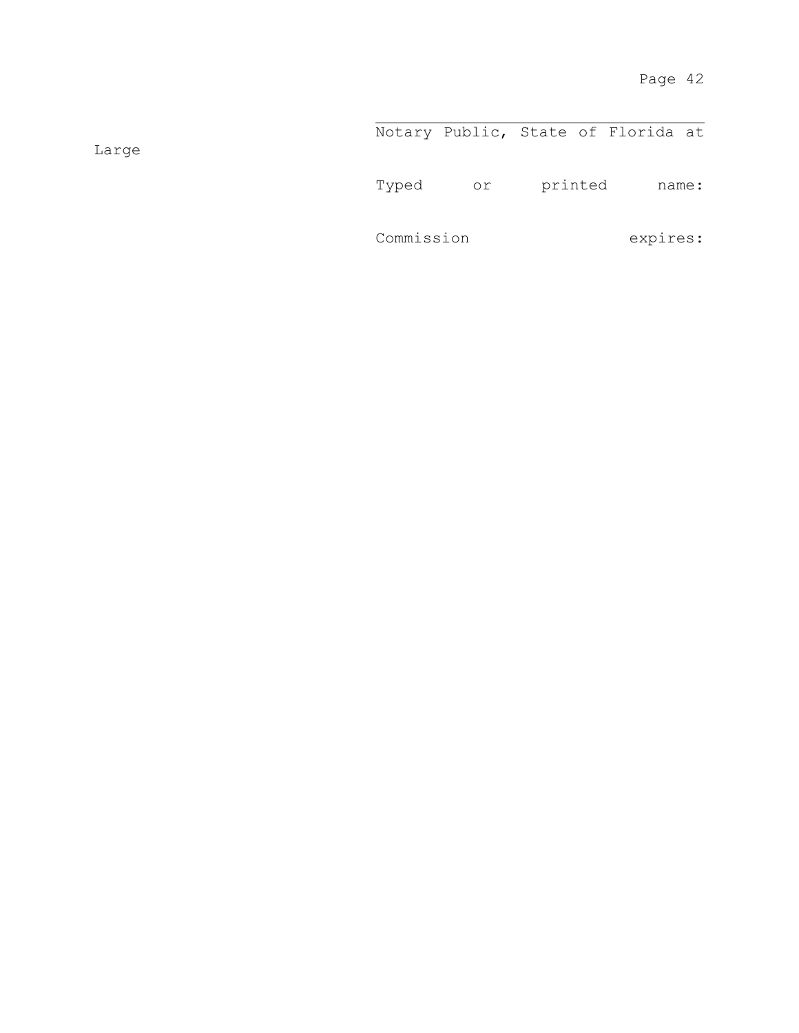\_\_\_\_\_\_\_\_\_\_\_\_\_\_\_\_\_\_\_\_\_\_\_\_\_\_\_\_\_\_\_\_\_\_\_\_\_\_\_\_

Notary Public, State of Florida at Large

Typed or printed name:

Commission expires: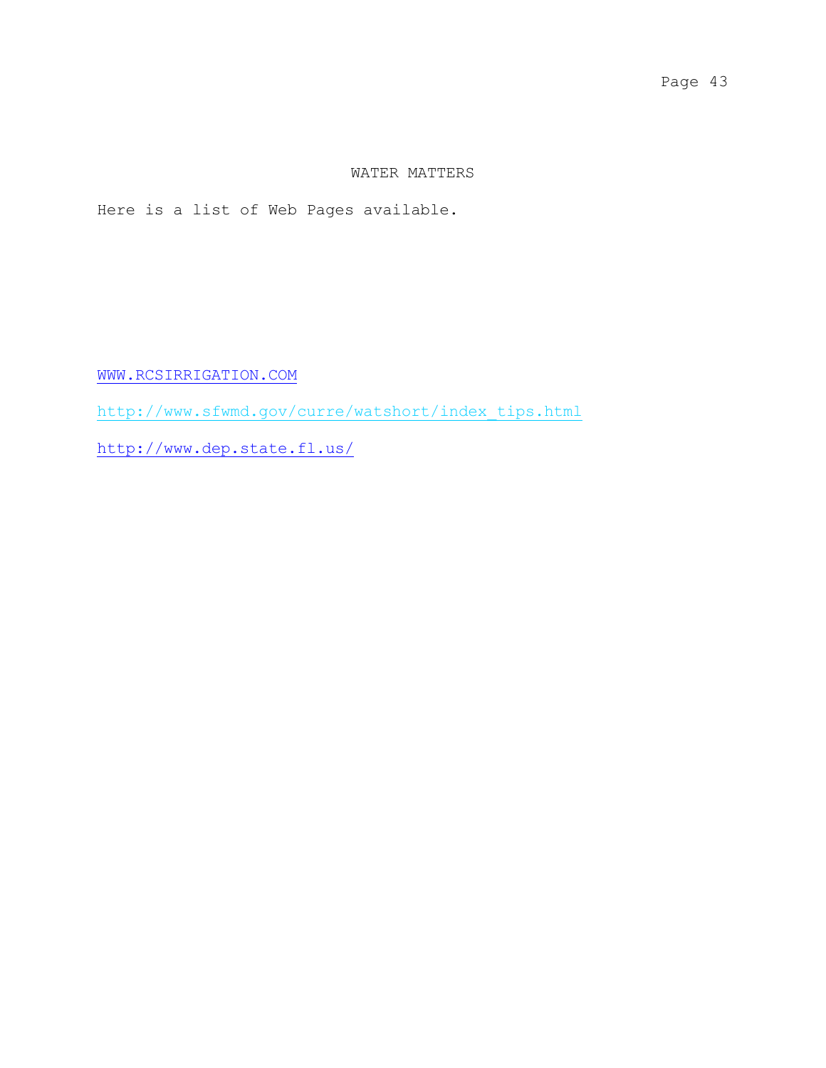# WATER MATTERS

Here is a list of Web Pages available.

WWW.RCSIRRIGATION.COM

http://www.sfwmd.gov/curre/watshort/index_tips.html

http://www.dep.state.fl.us/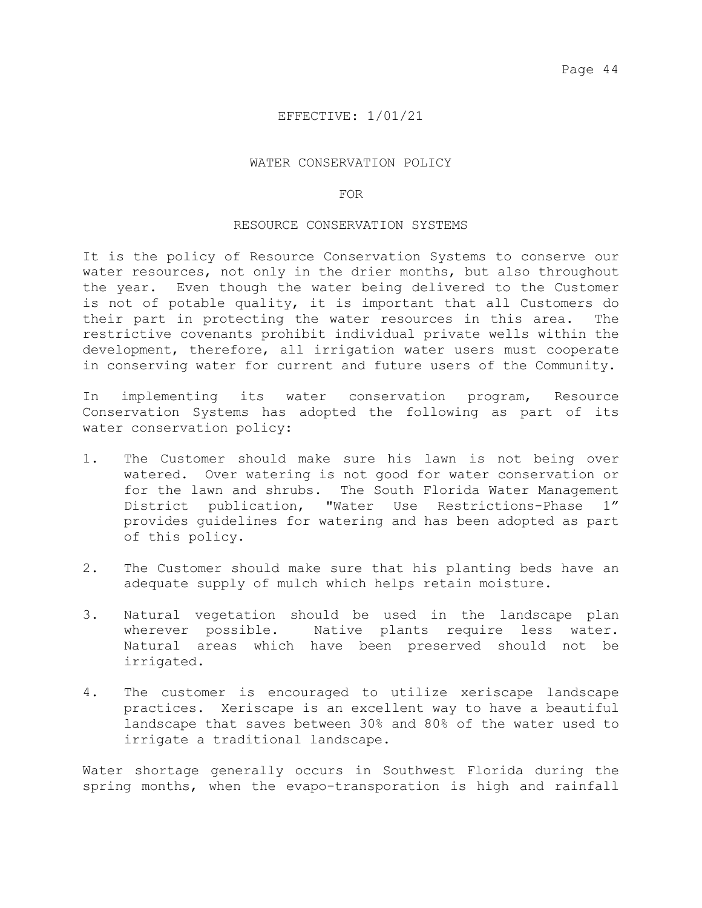EFFECTIVE: 1/01/21

# WATER CONSERVATION POLICY

# FOR

# RESOURCE CONSERVATION SYSTEMS

It is the policy of Resource Conservation Systems to conserve our water resources, not only in the drier months, but also throughout the year. Even though the water being delivered to the Customer is not of potable quality, it is important that all Customers do their part in protecting the water resources in this area. The restrictive covenants prohibit individual private wells within the development, therefore, all irrigation water users must cooperate in conserving water for current and future users of the Community.

In implementing its water conservation program, Resource Conservation Systems has adopted the following as part of its water conservation policy:

1. The Customer should make sure his lawn is not being over watered. Over watering is not good for water conservation or for the lawn and shrubs. The South Florida Water Management District publication, "Water Use Restrictions-Phase 1" provides guidelines for watering and has been adopted as part of this policy.

2. The Customer should make sure that his planting beds have an adequate supply of mulch which helps retain moisture.

3. Natural vegetation should be used in the landscape plan wherever possible. Native plants require less water. Natural areas which have been preserved should not be irrigated.

4. The customer is encouraged to utilize xeriscape landscape practices. Xeriscape is an excellent way to have a beautiful landscape that saves between 30% and 80% of the water used to irrigate a traditional landscape.

Water shortage generally occurs in Southwest Florida during the spring months, when the evapo-transporation is high and rainfall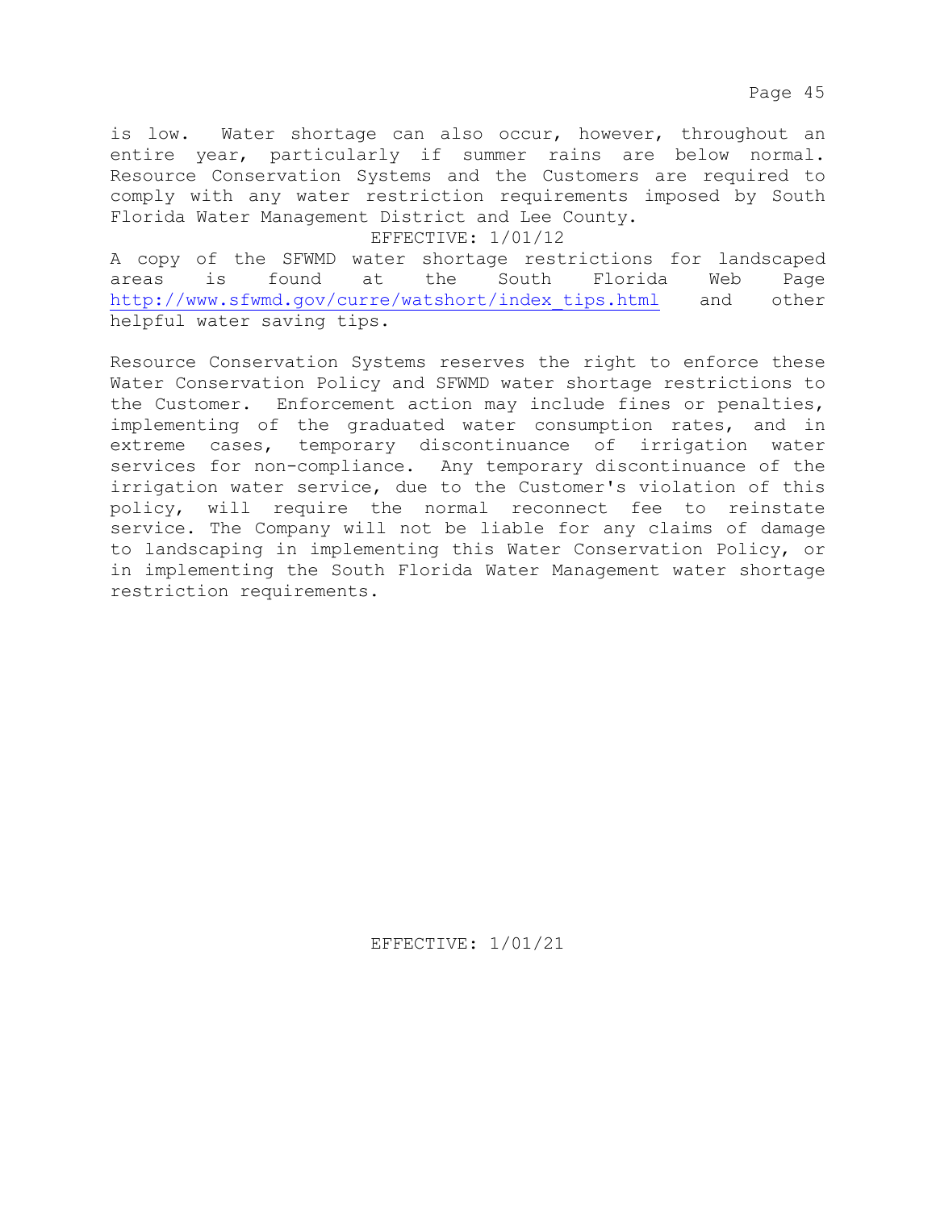is low. Water shortage can also occur, however, throughout an entire year, particularly if summer rains are below normal. Resource Conservation Systems and the Customers are required to comply with any water restriction requirements imposed by South Florida Water Management District and Lee County.

EFFECTIVE: 1/01/12

A copy of the SFWMD water shortage restrictions for landscaped areas is found at the South Florida Web Page http://www.sfwmd.gov/curre/watshort/index_tips.html and other helpful water saving tips.

Resource Conservation Systems reserves the right to enforce these Water Conservation Policy and SFWMD water shortage restrictions to the Customer. Enforcement action may include fines or penalties, implementing of the graduated water consumption rates, and in extreme cases, temporary discontinuance of irrigation water services for non-compliance. Any temporary discontinuance of the irrigation water service, due to the Customer's violation of this policy, will require the normal reconnect fee to reinstate service. The Company will not be liable for any claims of damage to landscaping in implementing this Water Conservation Policy, or in implementing the South Florida Water Management water shortage restriction requirements.

EFFECTIVE: 1/01/21